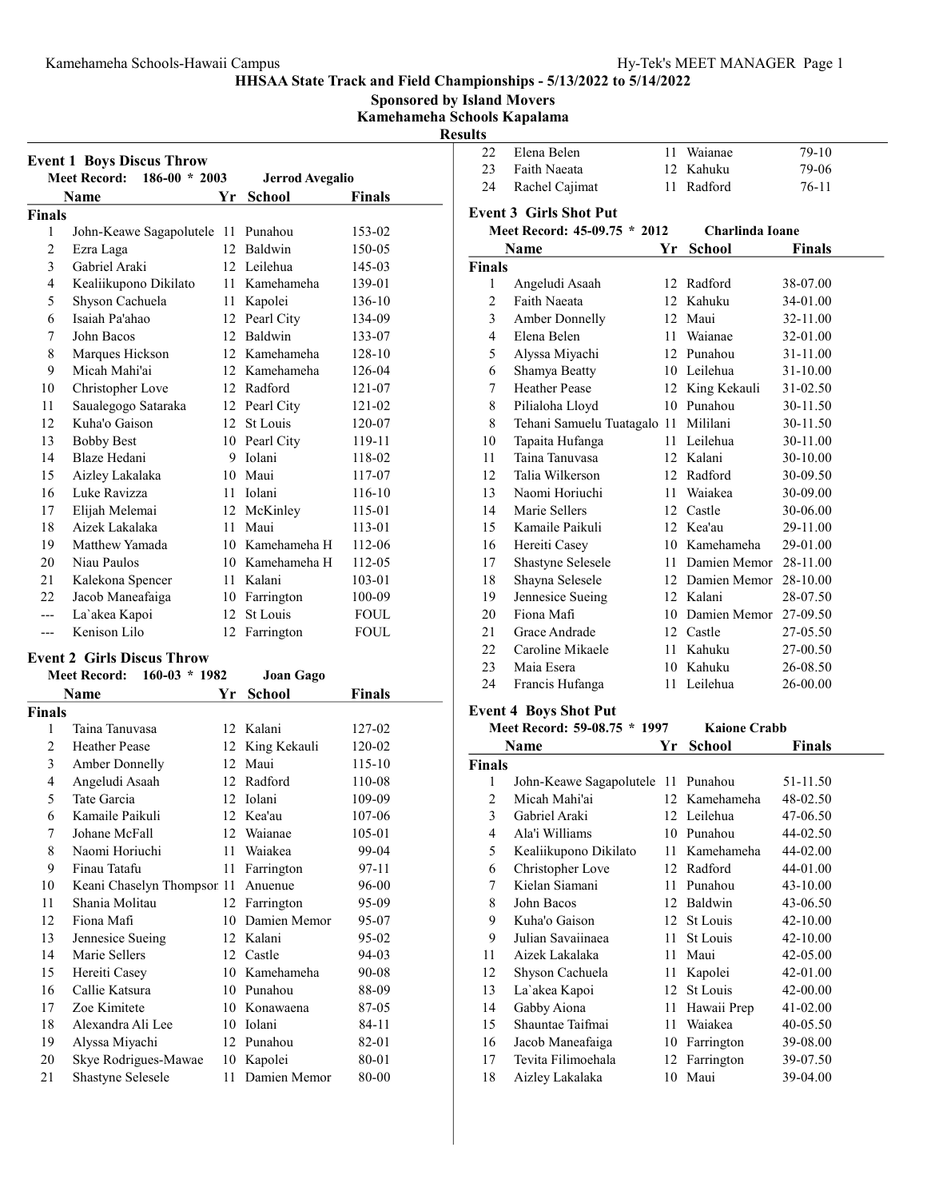**HHSAA State Track and Field Championships - 5/13/2022 to 5/14/2022**

**Sponsored by Island Movers**

**Kamehameha Schools Kapalama**

**Results**

### Event 1 Boys Discus Throw

**Meet Record: 186-00 * 2003 Jerrod Avegalio**

| | Name | Yr | School | Finals |
|---|---|---|---|---|
| **Finals** | | | | |
| 1 | John-Keawe Sagapolutele | 11 | Punahou | 153-02 |
| 2 | Ezra Laga | 12 | Baldwin | 150-05 |
| 3 | Gabriel Araki | 12 | Leilehua | 145-03 |
| 4 | Kealiikupono Dikilato | 11 | Kamehameha | 139-01 |
| 5 | Shyson Cachuela | 11 | Kapolei | 136-10 |
| 6 | Isaiah Pa'ahao | 12 | Pearl City | 134-09 |
| 7 | John Bacos | 12 | Baldwin | 133-07 |
| 8 | Marques Hickson | 12 | Kamehameha | 128-10 |
| 9 | Micah Mahi'ai | 12 | Kamehameha | 126-04 |
| 10 | Christopher Love | 12 | Radford | 121-07 |
| 11 | Saualegogo Sataraka | 12 | Pearl City | 121-02 |
| 12 | Kuha'o Gaison | 12 | St Louis | 120-07 |
| 13 | Bobby Best | 10 | Pearl City | 119-11 |
| 14 | Blaze Hedani | 9 | Iolani | 118-02 |
| 15 | Aizley Lakalaka | 10 | Maui | 117-07 |
| 16 | Luke Ravizza | 11 | Iolani | 116-10 |
| 17 | Elijah Melemai | 12 | McKinley | 115-01 |
| 18 | Aizek Lakalaka | 11 | Maui | 113-01 |
| 19 | Matthew Yamada | 10 | Kamehameha H | 112-06 |
| 20 | Niau Paulos | 10 | Kamehameha H | 112-05 |
| 21 | Kalekona Spencer | 11 | Kalani | 103-01 |
| 22 | Jacob Maneafaiga | 10 | Farrington | 100-09 |
| --- | La`akea Kapoi | 12 | St Louis | FOUL |
| --- | Kenison Lilo | 12 | Farrington | FOUL |

### Event 2 Girls Discus Throw

**Meet Record: 160-03 * 1982 Joan Gago**

| | Name | Yr | School | Finals |
|---|---|---|---|---|
| **Finals** | | | | |
| 1 | Taina Tanuvasa | 12 | Kalani | 127-02 |
| 2 | Heather Pease | 12 | King Kekauli | 120-02 |
| 3 | Amber Donnelly | 12 | Maui | 115-10 |
| 4 | Angeludi Asaah | 12 | Radford | 110-08 |
| 5 | Tate Garcia | 12 | Iolani | 109-09 |
| 6 | Kamaile Paikuli | 12 | Kea'au | 107-06 |
| 7 | Johane McFall | 12 | Waianae | 105-01 |
| 8 | Naomi Horiuchi | 11 | Waiakea | 99-04 |
| 9 | Finau Tatafu | 11 | Farrington | 97-11 |
| 10 | Keani Chaselyn Thompsor | 11 | Anuenue | 96-00 |
| 11 | Shania Molitau | 12 | Farrington | 95-09 |
| 12 | Fiona Mafi | 10 | Damien Memor | 95-07 |
| 13 | Jennesice Sueing | 12 | Kalani | 95-02 |
| 14 | Marie Sellers | 12 | Castle | 94-03 |
| 15 | Hereiti Casey | 10 | Kamehameha | 90-08 |
| 16 | Callie Katsura | 10 | Punahou | 88-09 |
| 17 | Zoe Kimitete | 10 | Konawaena | 87-05 |
| 18 | Alexandra Ali Lee | 10 | Iolani | 84-11 |
| 19 | Alyssa Miyachi | 12 | Punahou | 82-01 |
| 20 | Skye Rodrigues-Mawae | 10 | Kapolei | 80-01 |
| 21 | Shastyne Selesele | 11 | Damien Memor | 80-00 |
| 22 | Elena Belen | 11 | Waianae | 79-10 |
| 23 | Faith Naeata | 12 | Kahuku | 79-06 |
| 24 | Rachel Cajimat | 11 | Radford | 76-11 |

### Event 3 Girls Shot Put

**Meet Record: 45-09.75 * 2012 Charlinda Ioane**

| | Name | Yr | School | Finals |
|---|---|---|---|---|
| **Finals** | | | | |
| 1 | Angeludi Asaah | 12 | Radford | 38-07.00 |
| 2 | Faith Naeata | 12 | Kahuku | 34-01.00 |
| 3 | Amber Donnelly | 12 | Maui | 32-11.00 |
| 4 | Elena Belen | 11 | Waianae | 32-01.00 |
| 5 | Alyssa Miyachi | 12 | Punahou | 31-11.00 |
| 6 | Shamya Beatty | 10 | Leilehua | 31-10.00 |
| 7 | Heather Pease | 12 | King Kekauli | 31-02.50 |
| 8 | Pilialoha Lloyd | 10 | Punahou | 30-11.50 |
| 8 | Tehani Samuelu Tuatagalo | 11 | Mililani | 30-11.50 |
| 10 | Tapaita Hufanga | 11 | Leilehua | 30-11.00 |
| 11 | Taina Tanuvasa | 12 | Kalani | 30-10.00 |
| 12 | Talia Wilkerson | 12 | Radford | 30-09.50 |
| 13 | Naomi Horiuchi | 11 | Waiakea | 30-09.00 |
| 14 | Marie Sellers | 12 | Castle | 30-06.00 |
| 15 | Kamaile Paikuli | 12 | Kea'au | 29-11.00 |
| 16 | Hereiti Casey | 10 | Kamehameha | 29-01.00 |
| 17 | Shastyne Selesele | 11 | Damien Memor | 28-11.00 |
| 18 | Shayna Selesele | 12 | Damien Memor | 28-10.00 |
| 19 | Jennesice Sueing | 12 | Kalani | 28-07.50 |
| 20 | Fiona Mafi | 10 | Damien Memor | 27-09.50 |
| 21 | Grace Andrade | 12 | Castle | 27-05.50 |
| 22 | Caroline Mikaele | 11 | Kahuku | 27-00.50 |
| 23 | Maia Esera | 10 | Kahuku | 26-08.50 |
| 24 | Francis Hufanga | 11 | Leilehua | 26-00.00 |

### Event 4 Boys Shot Put

**Meet Record: 59-08.75 * 1997 Kaione Crabb**

| | Name | Yr | School | Finals |
|---|---|---|---|---|
| **Finals** | | | | |
| 1 | John-Keawe Sagapolutele | 11 | Punahou | 51-11.50 |
| 2 | Micah Mahi'ai | 12 | Kamehameha | 48-02.50 |
| 3 | Gabriel Araki | 12 | Leilehua | 47-06.50 |
| 4 | Ala'i Williams | 10 | Punahou | 44-02.50 |
| 5 | Kealiikupono Dikilato | 11 | Kamehameha | 44-02.00 |
| 6 | Christopher Love | 12 | Radford | 44-01.00 |
| 7 | Kielan Siamani | 11 | Punahou | 43-10.00 |
| 8 | John Bacos | 12 | Baldwin | 43-06.50 |
| 9 | Kuha'o Gaison | 12 | St Louis | 42-10.00 |
| 9 | Julian Savaiinaea | 11 | St Louis | 42-10.00 |
| 11 | Aizek Lakalaka | 11 | Maui | 42-05.00 |
| 12 | Shyson Cachuela | 11 | Kapolei | 42-01.00 |
| 13 | La`akea Kapoi | 12 | St Louis | 42-00.00 |
| 14 | Gabby Aiona | 11 | Hawaii Prep | 41-02.00 |
| 15 | Shauntae Taifmai | 11 | Waiakea | 40-05.50 |
| 16 | Jacob Maneafaiga | 10 | Farrington | 39-08.00 |
| 17 | Tevita Filimoehala | 12 | Farrington | 39-07.50 |
| 18 | Aizley Lakalaka | 10 | Maui | 39-04.00 |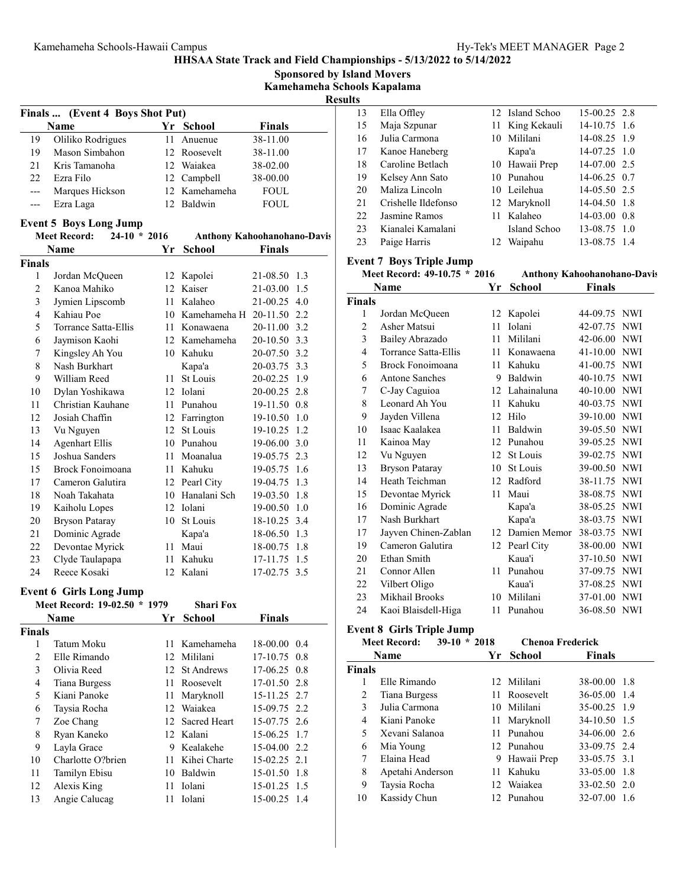**HHSAA State Track and Field Championships - 5/13/2022 to 5/14/2022**

**Sponsored by Island Movers**

**Kamehameha Schools Kapalama**

**Results**

## Finals ... (Event 4 Boys Shot Put)

| | Name | Yr | School | Finals |
|---|---|---|---|---|
| 19 | Oliliko Rodrigues | 11 | Anuenue | 38-11.00 |
| 19 | Mason Simbahon | 12 | Roosevelt | 38-11.00 |
| 21 | Kris Tamanoha | 12 | Waiakea | 38-02.00 |
| 22 | Ezra Filo | 12 | Campbell | 38-00.00 |
| --- | Marques Hickson | 12 | Kamehameha | FOUL |
| --- | Ezra Laga | 12 | Baldwin | FOUL |

## Event 5 Boys Long Jump

Meet Record: 24-10 * 2016 Anthony Kahoohanohano-Davis

| | Name | Yr | School | Finals | |
|---|---|---|---|---|---|
| **Finals** | | | | | |
| 1 | Jordan McQueen | 12 | Kapolei | 21-08.50 | 1.3 |
| 2 | Kanoa Mahiko | 12 | Kaiser | 21-03.00 | 1.5 |
| 3 | Jymien Lipscomb | 11 | Kalaheo | 21-00.25 | 4.0 |
| 4 | Kahiau Poe | 10 | Kamehameha H | 20-11.50 | 2.2 |
| 5 | Torrance Satta-Ellis | 11 | Konawaena | 20-11.00 | 3.2 |
| 6 | Jaymison Kaohi | 12 | Kamehameha | 20-10.50 | 3.3 |
| 7 | Kingsley Ah You | 10 | Kahuku | 20-07.50 | 3.2 |
| 8 | Nash Burkhart | | Kapa'a | 20-03.75 | 3.3 |
| 9 | William Reed | 11 | St Louis | 20-02.25 | 1.9 |
| 10 | Dylan Yoshikawa | 12 | Iolani | 20-00.25 | 2.8 |
| 11 | Christian Kauhane | 11 | Punahou | 19-11.50 | 0.8 |
| 12 | Josiah Chaffin | 12 | Farrington | 19-10.50 | 1.0 |
| 13 | Vu Nguyen | 12 | St Louis | 19-10.25 | 1.2 |
| 14 | Agenhart Ellis | 10 | Punahou | 19-06.00 | 3.0 |
| 15 | Joshua Sanders | 11 | Moanalua | 19-05.75 | 2.3 |
| 15 | Brock Fonoimoana | 11 | Kahuku | 19-05.75 | 1.6 |
| 17 | Cameron Galutira | 12 | Pearl City | 19-04.75 | 1.3 |
| 18 | Noah Takahata | 10 | Hanalani Sch | 19-03.50 | 1.8 |
| 19 | Kaiholu Lopes | 12 | Iolani | 19-00.50 | 1.0 |
| 20 | Bryson Pataray | 10 | St Louis | 18-10.25 | 3.4 |
| 21 | Dominic Agrade | | Kapa'a | 18-06.50 | 1.3 |
| 22 | Devontae Myrick | 11 | Maui | 18-00.75 | 1.8 |
| 23 | Clyde Taulapapa | 11 | Kahuku | 17-11.75 | 1.5 |
| 24 | Reece Kosaki | 12 | Kalani | 17-02.75 | 3.5 |

## Event 6 Girls Long Jump

Meet Record: 19-02.50 * 1979 Shari Fox

| | Name | Yr | School | Finals | |
|---|---|---|---|---|---|
| **Finals** | | | | | |
| 1 | Tatum Moku | 11 | Kamehameha | 18-00.00 | 0.4 |
| 2 | Elle Rimando | 12 | Mililani | 17-10.75 | 0.8 |
| 3 | Olivia Reed | 12 | St Andrews | 17-06.25 | 0.8 |
| 4 | Tiana Burgess | 11 | Roosevelt | 17-01.50 | 2.8 |
| 5 | Kiani Panoke | 11 | Maryknoll | 15-11.25 | 2.7 |
| 6 | Taysia Rocha | 12 | Waiakea | 15-09.75 | 2.2 |
| 7 | Zoe Chang | 12 | Sacred Heart | 15-07.75 | 2.6 |
| 8 | Ryan Kaneko | 12 | Kalani | 15-06.25 | 1.7 |
| 9 | Layla Grace | 9 | Kealakehe | 15-04.00 | 2.2 |
| 10 | Charlotte O?brien | 11 | Kihei Charte | 15-02.25 | 2.1 |
| 11 | Tamilyn Ebisu | 10 | Baldwin | 15-01.50 | 1.8 |
| 12 | Alexis King | 11 | Iolani | 15-01.25 | 1.5 |
| 13 | Angie Calucag | 11 | Iolani | 15-00.25 | 1.4 |
| 13 | Ella Offley | 12 | Island Schoo | 15-00.25 | 2.8 |
| 15 | Maja Szpunar | 11 | King Kekauli | 14-10.75 | 1.6 |
| 16 | Julia Carmona | 10 | Mililani | 14-08.25 | 1.9 |
| 17 | Kanoe Haneberg | | Kapa'a | 14-07.25 | 1.0 |
| 18 | Caroline Betlach | 10 | Hawaii Prep | 14-07.00 | 2.5 |
| 19 | Kelsey Ann Sato | 10 | Punahou | 14-06.25 | 0.7 |
| 20 | Maliza Lincoln | 10 | Leilehua | 14-05.50 | 2.5 |
| 21 | Crishelle Ildefonso | 12 | Maryknoll | 14-04.50 | 1.8 |
| 22 | Jasmine Ramos | 11 | Kalaheo | 14-03.00 | 0.8 |
| 23 | Kianalei Kamalani | | Island Schoo | 13-08.75 | 1.0 |
| 23 | Paige Harris | 12 | Waipahu | 13-08.75 | 1.4 |

## Event 7 Boys Triple Jump

Meet Record: 49-10.75 * 2016 Anthony Kahoohanohano-Davis

| | Name | Yr | School | Finals | |
|---|---|---|---|---|---|
| **Finals** | | | | | |
| 1 | Jordan McQueen | 12 | Kapolei | 44-09.75 | NWI |
| 2 | Asher Matsui | 11 | Iolani | 42-07.75 | NWI |
| 3 | Bailey Abrazado | 11 | Mililani | 42-06.00 | NWI |
| 4 | Torrance Satta-Ellis | 11 | Konawaena | 41-10.00 | NWI |
| 5 | Brock Fonoimoana | 11 | Kahuku | 41-00.75 | NWI |
| 6 | Antone Sanches | 9 | Baldwin | 40-10.75 | NWI |
| 7 | C-Jay Caguioa | 12 | Lahainaluna | 40-10.00 | NWI |
| 8 | Leonard Ah You | 11 | Kahuku | 40-03.75 | NWI |
| 9 | Jayden Villena | 12 | Hilo | 39-10.00 | NWI |
| 10 | Isaac Kaalakea | 11 | Baldwin | 39-05.50 | NWI |
| 11 | Kainoa May | 12 | Punahou | 39-05.25 | NWI |
| 12 | Vu Nguyen | 12 | St Louis | 39-02.75 | NWI |
| 13 | Bryson Pataray | 10 | St Louis | 39-00.50 | NWI |
| 14 | Heath Teichman | 12 | Radford | 38-11.75 | NWI |
| 15 | Devontae Myrick | 11 | Maui | 38-08.75 | NWI |
| 16 | Dominic Agrade | | Kapa'a | 38-05.25 | NWI |
| 17 | Nash Burkhart | | Kapa'a | 38-03.75 | NWI |
| 17 | Jayven Chinen-Zablan | 12 | Damien Memor | 38-03.75 | NWI |
| 19 | Cameron Galutira | 12 | Pearl City | 38-00.00 | NWI |
| 20 | Ethan Smith | | Kaua'i | 37-10.50 | NWI |
| 21 | Connor Allen | 11 | Punahou | 37-09.75 | NWI |
| 22 | Vilbert Oligo | | Kaua'i | 37-08.25 | NWI |
| 23 | Mikhail Brooks | 10 | Mililani | 37-01.00 | NWI |
| 24 | Kaoi Blaisdell-Higa | 11 | Punahou | 36-08.50 | NWI |

## Event 8 Girls Triple Jump

Meet Record: 39-10 * 2018 Chenoa Frederick

| | Name | Yr | School | Finals | |
|---|---|---|---|---|---|
| **Finals** | | | | | |
| 1 | Elle Rimando | 12 | Mililani | 38-00.00 | 1.8 |
| 2 | Tiana Burgess | 11 | Roosevelt | 36-05.00 | 1.4 |
| 3 | Julia Carmona | 10 | Mililani | 35-00.25 | 1.9 |
| 4 | Kiani Panoke | 11 | Maryknoll | 34-10.50 | 1.5 |
| 5 | Xevani Salanoa | 11 | Punahou | 34-06.00 | 2.6 |
| 6 | Mia Young | 12 | Punahou | 33-09.75 | 2.4 |
| 7 | Elaina Head | 9 | Hawaii Prep | 33-05.75 | 3.1 |
| 8 | Apetahi Anderson | 11 | Kahuku | 33-05.00 | 1.8 |
| 9 | Taysia Rocha | 12 | Waiakea | 33-02.50 | 2.0 |
| 10 | Kassidy Chun | 12 | Punahou | 32-07.00 | 1.6 |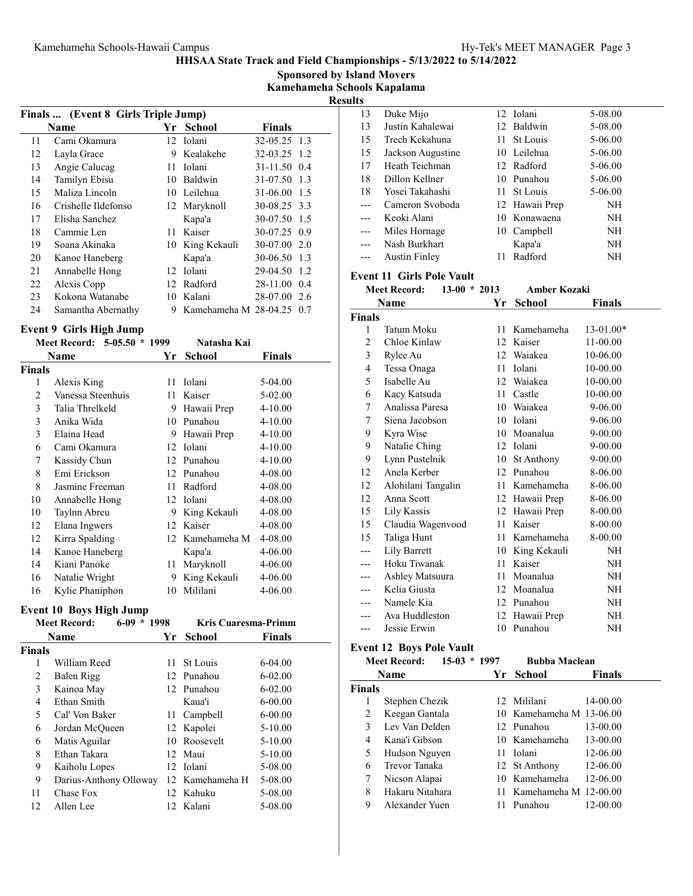## HHSAA State Track and Field Championships - 5/13/2022 to 5/14/2022

**Sponsored by Island Movers**

**Kamehameha Schools Kapalama**

**Results**

### Finals ... (Event 8 Girls Triple Jump)

| | Name | Yr | School | Finals | |
|---|---|---|---|---|---|
| 11 | Cami Okamura | 12 | Iolani | 32-05.25 | 1.3 |
| 12 | Layla Grace | 9 | Kealakehe | 32-03.25 | 1.2 |
| 13 | Angie Calucag | 11 | Iolani | 31-11.50 | 0.4 |
| 14 | Tamilyn Ebisu | 10 | Baldwin | 31-07.50 | 1.3 |
| 15 | Maliza Lincoln | 10 | Leilehua | 31-06.00 | 1.5 |
| 16 | Crishelle Ildefonso | 12 | Maryknoll | 30-08.25 | 3.3 |
| 17 | Elisha Sanchez | | Kapa'a | 30-07.50 | 1.5 |
| 18 | Cammie Len | 11 | Kaiser | 30-07.25 | 0.9 |
| 19 | Soana Akinaka | 10 | King Kekauli | 30-07.00 | 2.0 |
| 20 | Kanoe Haneberg | | Kapa'a | 30-06.50 | 1.3 |
| 21 | Annabelle Hong | 12 | Iolani | 29-04.50 | 1.2 |
| 22 | Alexis Copp | 12 | Radford | 28-11.00 | 0.4 |
| 23 | Kokona Watanabe | 10 | Kalani | 28-07.00 | 2.6 |
| 24 | Samantha Abernathy | 9 | Kamehameha M | 28-04.25 | 0.7 |

### Event 9 Girls High Jump

**Meet Record: 5-05.50 * 1999 Natasha Kai**

| | Name | Yr | School | Finals |
|---|---|---|---|---|
| **Finals** | | | | |
| 1 | Alexis King | 11 | Iolani | 5-04.00 |
| 2 | Vanessa Steenhuis | 11 | Kaiser | 5-02.00 |
| 3 | Talia Threlkeld | 9 | Hawaii Prep | 4-10.00 |
| 3 | Anika Wida | 10 | Punahou | 4-10.00 |
| 3 | Elaina Head | 9 | Hawaii Prep | 4-10.00 |
| 6 | Cami Okamura | 12 | Iolani | 4-10.00 |
| 7 | Kassidy Chun | 12 | Punahou | 4-10.00 |
| 8 | Emi Erickson | 12 | Punahou | 4-08.00 |
| 8 | Jasmine Freeman | 11 | Radford | 4-08.00 |
| 10 | Annabelle Hong | 12 | Iolani | 4-08.00 |
| 10 | Taylnn Abreu | 9 | King Kekauli | 4-08.00 |
| 12 | Elana Ingwers | 12 | Kaiser | 4-08.00 |
| 12 | Kirra Spalding | 12 | Kamehameha M | 4-08.00 |
| 14 | Kanoe Haneberg | | Kapa'a | 4-06.00 |
| 14 | Kiani Panoke | 11 | Maryknoll | 4-06.00 |
| 16 | Natalie Wright | 9 | King Kekauli | 4-06.00 |
| 16 | Kylie Phaniphon | 10 | Mililani | 4-06.00 |

### Event 10 Boys High Jump

**Meet Record: 6-09 * 1998 Kris Cuaresma-Primm**

| | Name | Yr | School | Finals |
|---|---|---|---|---|
| **Finals** | | | | |
| 1 | William Reed | 11 | St Louis | 6-04.00 |
| 2 | Balen Rigg | 12 | Punahou | 6-02.00 |
| 3 | Kainoa May | 12 | Punahou | 6-02.00 |
| 4 | Ethan Smith | | Kaua'i | 6-00.00 |
| 5 | Cal' Von Baker | 11 | Campbell | 6-00.00 |
| 6 | Jordan McQueen | 12 | Kapolei | 5-10.00 |
| 6 | Matis Aguilar | 10 | Roosevelt | 5-10.00 |
| 8 | Ethan Takara | 12 | Maui | 5-10.00 |
| 9 | Kaiholu Lopes | 12 | Iolani | 5-08.00 |
| 9 | Darius-Anthony Olloway | 12 | Kamehameha H | 5-08.00 |
| 11 | Chase Fox | 12 | Kahuku | 5-08.00 |
| 12 | Allen Lee | 12 | Kalani | 5-08.00 |
| 13 | Duke Mijo | 12 | Iolani | 5-08.00 |
| 13 | Justin Kahalewai | 12 | Baldwin | 5-08.00 |
| 15 | Trech Kekahuna | 11 | St Louis | 5-06.00 |
| 15 | Jackson Augustine | 10 | Leilehua | 5-06.00 |
| 17 | Heath Teichman | 12 | Radford | 5-06.00 |
| 18 | Dillon Kellner | 10 | Punahou | 5-06.00 |
| 18 | Yosei Takahashi | 11 | St Louis | 5-06.00 |
| --- | Cameron Svoboda | 12 | Hawaii Prep | NH |
| --- | Keoki Alani | 10 | Konawaena | NH |
| --- | Miles Hornage | 10 | Campbell | NH |
| --- | Nash Burkhart | | Kapa'a | NH |
| --- | Austin Finley | 11 | Radford | NH |

### Event 11 Girls Pole Vault

**Meet Record: 13-00 * 2013 Amber Kozaki**

| | Name | Yr | School | Finals |
|---|---|---|---|---|
| **Finals** | | | | |
| 1 | Tatum Moku | 11 | Kamehameha | 13-01.00* |
| 2 | Chloe Kinlaw | 12 | Kaiser | 11-00.00 |
| 3 | Rylee Au | 12 | Waiakea | 10-06.00 |
| 4 | Tessa Onaga | 11 | Iolani | 10-00.00 |
| 5 | Isabelle Au | 12 | Waiakea | 10-00.00 |
| 6 | Kacy Katsuda | 11 | Castle | 10-00.00 |
| 7 | Analissa Paresa | 10 | Waiakea | 9-06.00 |
| 7 | Siena Jacobson | 10 | Iolani | 9-06.00 |
| 9 | Kyra Wise | 10 | Moanalua | 9-00.00 |
| 9 | Natalie Ching | 12 | Iolani | 9-00.00 |
| 9 | Lynn Pustelnik | 10 | St Anthony | 9-00.00 |
| 12 | Anela Kerber | 12 | Punahou | 8-06.00 |
| 12 | Alohilani Tangalin | 11 | Kamehameha | 8-06.00 |
| 12 | Anna Scott | 12 | Hawaii Prep | 8-06.00 |
| 15 | Lily Kassis | 12 | Hawaii Prep | 8-00.00 |
| 15 | Claudia Wagenvood | 11 | Kaiser | 8-00.00 |
| 15 | Taliga Hunt | 11 | Kamehameha | 8-00.00 |
| --- | Lily Barrett | 10 | King Kekauli | NH |
| --- | Hoku Tiwanak | 11 | Kaiser | NH |
| --- | Ashley Matsuura | 11 | Moanalua | NH |
| --- | Kelia Giusta | 12 | Moanalua | NH |
| --- | Namele Kia | 12 | Punahou | NH |
| --- | Ava Huddleston | 12 | Hawaii Prep | NH |
| --- | Jessie Erwin | 10 | Punahou | NH |

### Event 12 Boys Pole Vault

**Meet Record: 15-03 * 1997 Bubba Maclean**

| | Name | Yr | School | Finals |
|---|---|---|---|---|
| **Finals** | | | | |
| 1 | Stephen Chezik | 12 | Mililani | 14-00.00 |
| 2 | Keegan Gantala | 10 | Kamehameha M | 13-06.00 |
| 3 | Lev Van Delden | 12 | Punahou | 13-00.00 |
| 4 | Kana'i Gibson | 10 | Kamehameha | 13-00.00 |
| 5 | Hudson Nguyen | 11 | Iolani | 12-06.00 |
| 6 | Trevor Tanaka | 12 | St Anthony | 12-06.00 |
| 7 | Nicson Alapai | 10 | Kamehameha | 12-06.00 |
| 8 | Hakaru Nitahara | 11 | Kamehameha M | 12-00.00 |
| 9 | Alexander Yuen | 11 | Punahou | 12-00.00 |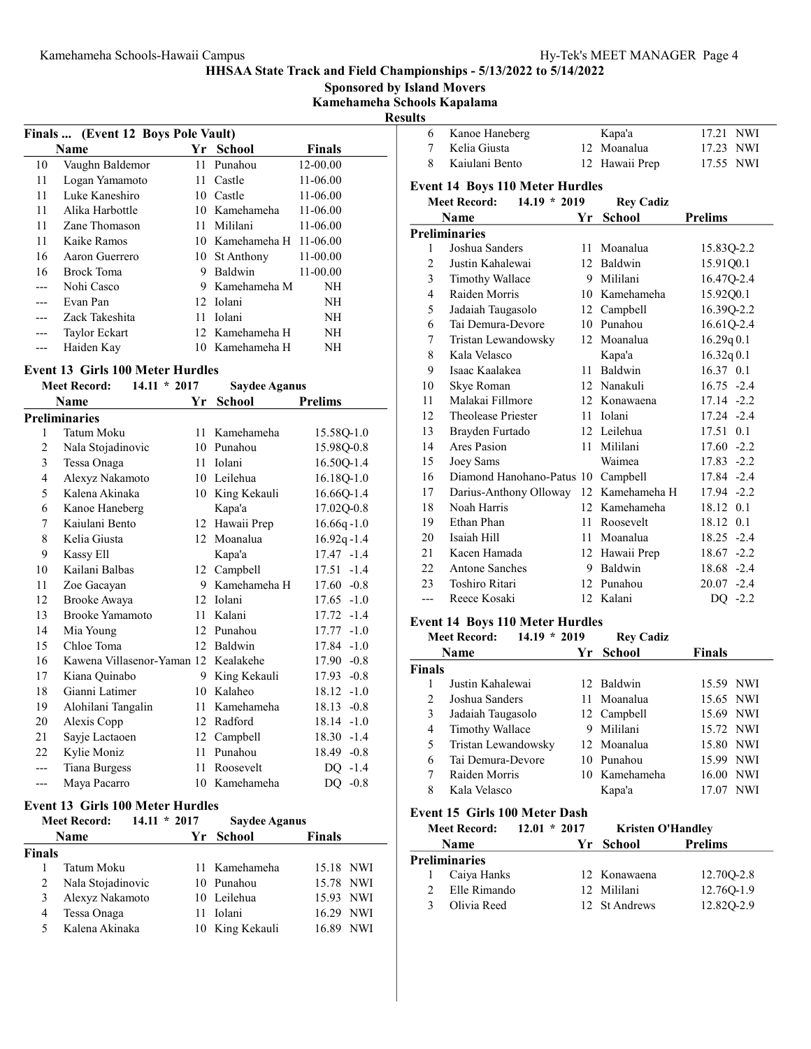## HHSAA State Track and Field Championships - 5/13/2022 to 5/14/2022

**Sponsored by Island Movers**

**Kamehameha Schools Kapalama**

**Results**

### Finals ... (Event 12 Boys Pole Vault)

| | Name | Yr | School | Finals |
|---|---|---|---|---|
| 10 | Vaughn Baldemor | 11 | Punahou | 12-00.00 |
| 11 | Logan Yamamoto | 11 | Castle | 11-06.00 |
| 11 | Luke Kaneshiro | 10 | Castle | 11-06.00 |
| 11 | Alika Harbottle | 10 | Kamehameha | 11-06.00 |
| 11 | Zane Thomason | 11 | Mililani | 11-06.00 |
| 11 | Kaike Ramos | 10 | Kamehameha H | 11-06.00 |
| 16 | Aaron Guerrero | 10 | St Anthony | 11-00.00 |
| 16 | Brock Toma | 9 | Baldwin | 11-00.00 |
| --- | Nohi Casco | 9 | Kamehameha M | NH |
| --- | Evan Pan | 12 | Iolani | NH |
| --- | Zack Takeshita | 11 | Iolani | NH |
| --- | Taylor Eckart | 12 | Kamehameha H | NH |
| --- | Haiden Kay | 10 | Kamehameha H | NH |

### Event 13 Girls 100 Meter Hurdles

**Meet Record:** 14.11 * 2017 **Saydee Aganus**

| | Name | Yr | School | Prelims | |
|---|---|---|---|---|---|
| **Preliminaries** | | | | | |
| 1 | Tatum Moku | 11 | Kamehameha | 15.58Q | -1.0 |
| 2 | Nala Stojadinovic | 10 | Punahou | 15.98Q | -0.8 |
| 3 | Tessa Onaga | 11 | Iolani | 16.50Q | -1.4 |
| 4 | Alexyz Nakamoto | 10 | Leilehua | 16.18Q | -1.0 |
| 5 | Kalena Akinaka | 10 | King Kekauli | 16.66Q | -1.4 |
| 6 | Kanoe Haneberg | | Kapa'a | 17.02Q | -0.8 |
| 7 | Kaiulani Bento | 12 | Hawaii Prep | 16.66q | -1.0 |
| 8 | Kelia Giusta | 12 | Moanalua | 16.92q | -1.4 |
| 9 | Kassy Ell | | Kapa'a | 17.47 | -1.4 |
| 10 | Kailani Balbas | 12 | Campbell | 17.51 | -1.4 |
| 11 | Zoe Gacayan | 9 | Kamehameha H | 17.60 | -0.8 |
| 12 | Brooke Awaya | 12 | Iolani | 17.65 | -1.0 |
| 13 | Brooke Yamamoto | 11 | Kalani | 17.72 | -1.4 |
| 14 | Mia Young | 12 | Punahou | 17.77 | -1.0 |
| 15 | Chloe Toma | 12 | Baldwin | 17.84 | -1.0 |
| 16 | Kawena Villasenor-Yaman | 12 | Kealakehe | 17.90 | -0.8 |
| 17 | Kiana Quinabo | 9 | King Kekauli | 17.93 | -0.8 |
| 18 | Gianni Latimer | 10 | Kalaheo | 18.12 | -1.0 |
| 19 | Alohilani Tangalin | 11 | Kamehameha | 18.13 | -0.8 |
| 20 | Alexis Copp | 12 | Radford | 18.14 | -1.0 |
| 21 | Sayje Lactaoen | 12 | Campbell | 18.30 | -1.4 |
| 22 | Kylie Moniz | 11 | Punahou | 18.49 | -0.8 |
| --- | Tiana Burgess | 11 | Roosevelt | DQ | -1.4 |
| --- | Maya Pacarro | 10 | Kamehameha | DQ | -0.8 |

### Event 13 Girls 100 Meter Hurdles

**Meet Record:** 14.11 * 2017 **Saydee Aganus**

| | Name | Yr | School | Finals | |
|---|---|---|---|---|---|
| **Finals** | | | | | |
| 1 | Tatum Moku | 11 | Kamehameha | 15.18 | NWI |
| 2 | Nala Stojadinovic | 10 | Punahou | 15.78 | NWI |
| 3 | Alexyz Nakamoto | 10 | Leilehua | 15.93 | NWI |
| 4 | Tessa Onaga | 11 | Iolani | 16.29 | NWI |
| 5 | Kalena Akinaka | 10 | King Kekauli | 16.89 | NWI |
| 6 | Kanoe Haneberg | | Kapa'a | 17.21 | NWI |
| 7 | Kelia Giusta | 12 | Moanalua | 17.23 | NWI |
| 8 | Kaiulani Bento | 12 | Hawaii Prep | 17.55 | NWI |

### Event 14 Boys 110 Meter Hurdles

**Meet Record:** 14.19 * 2019 **Rey Cadiz**

| | Name | Yr | School | Prelims | |
|---|---|---|---|---|---|
| **Preliminaries** | | | | | |
| 1 | Joshua Sanders | 11 | Moanalua | 15.83Q | -2.2 |
| 2 | Justin Kahalewai | 12 | Baldwin | 15.91Q | 0.1 |
| 3 | Timothy Wallace | 9 | Mililani | 16.47Q | -2.4 |
| 4 | Raiden Morris | 10 | Kamehameha | 15.92Q | 0.1 |
| 5 | Jadaiah Taugasolo | 12 | Campbell | 16.39Q | -2.2 |
| 6 | Tai Demura-Devore | 10 | Punahou | 16.61Q | -2.4 |
| 7 | Tristan Lewandowsky | 12 | Moanalua | 16.29q | 0.1 |
| 8 | Kala Velasco | | Kapa'a | 16.32q | 0.1 |
| 9 | Isaac Kaalakea | 11 | Baldwin | 16.37 | 0.1 |
| 10 | Skye Roman | 12 | Nanakuli | 16.75 | -2.4 |
| 11 | Malakai Fillmore | 12 | Konawaena | 17.14 | -2.2 |
| 12 | Theolease Priester | 11 | Iolani | 17.24 | -2.4 |
| 13 | Brayden Furtado | 12 | Leilehua | 17.51 | 0.1 |
| 14 | Ares Pasion | 11 | Mililani | 17.60 | -2.2 |
| 15 | Joey Sams | | Waimea | 17.83 | -2.2 |
| 16 | Diamond Hanohano-Patus | 10 | Campbell | 17.84 | -2.4 |
| 17 | Darius-Anthony Olloway | 12 | Kamehameha H | 17.94 | -2.2 |
| 18 | Noah Harris | 12 | Kamehameha | 18.12 | 0.1 |
| 19 | Ethan Phan | 11 | Roosevelt | 18.12 | 0.1 |
| 20 | Isaiah Hill | 11 | Moanalua | 18.25 | -2.4 |
| 21 | Kacen Hamada | 12 | Hawaii Prep | 18.67 | -2.2 |
| 22 | Antone Sanches | 9 | Baldwin | 18.68 | -2.4 |
| 23 | Toshiro Ritari | 12 | Punahou | 20.07 | -2.4 |
| --- | Reece Kosaki | 12 | Kalani | DQ | -2.2 |

### Event 14 Boys 110 Meter Hurdles

**Meet Record:** 14.19 * 2019 **Rey Cadiz**

| | Name | Yr | School | Finals | |
|---|---|---|---|---|---|
| **Finals** | | | | | |
| 1 | Justin Kahalewai | 12 | Baldwin | 15.59 | NWI |
| 2 | Joshua Sanders | 11 | Moanalua | 15.65 | NWI |
| 3 | Jadaiah Taugasolo | 12 | Campbell | 15.69 | NWI |
| 4 | Timothy Wallace | 9 | Mililani | 15.72 | NWI |
| 5 | Tristan Lewandowsky | 12 | Moanalua | 15.80 | NWI |
| 6 | Tai Demura-Devore | 10 | Punahou | 15.99 | NWI |
| 7 | Raiden Morris | 10 | Kamehameha | 16.00 | NWI |
| 8 | Kala Velasco | | Kapa'a | 17.07 | NWI |

### Event 15 Girls 100 Meter Dash

**Meet Record:** 12.01 * 2017 **Kristen O'Handley**

| | Name | Yr | School | Prelims | |
|---|---|---|---|---|---|
| **Preliminaries** | | | | | |
| 1 | Caiya Hanks | 12 | Konawaena | 12.70Q | -2.8 |
| 2 | Elle Rimando | 12 | Mililani | 12.76Q | -1.9 |
| 3 | Olivia Reed | 12 | St Andrews | 12.82Q | -2.9 |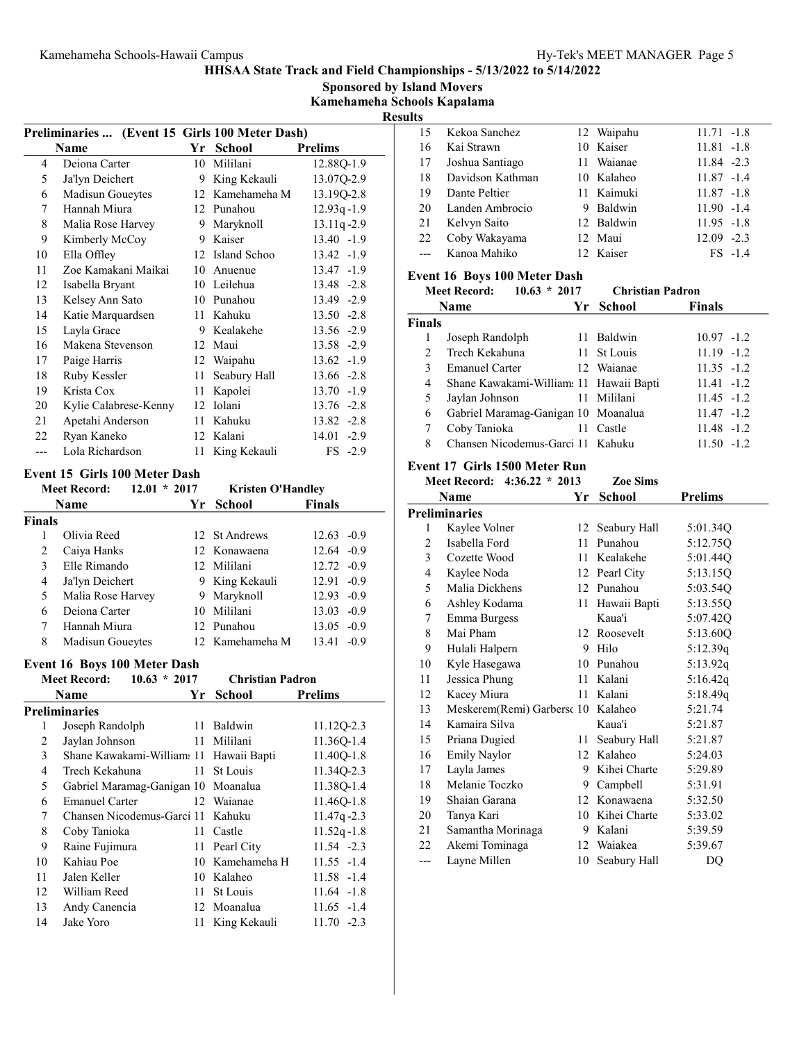## HHSAA State Track and Field Championships - 5/13/2022 to 5/14/2022

**Sponsored by Island Movers**

**Kamehameha Schools Kapalama**

**Results**

### Preliminaries ... (Event 15 Girls 100 Meter Dash)

| | Name | Yr | School | Prelims |
|---|---|---|---|---|
| 4 | Deiona Carter | 10 | Mililani | 12.88Q-1.9 |
| 5 | Ja'lyn Deichert | 9 | King Kekauli | 13.07Q-2.9 |
| 6 | Madisun Goueytes | 12 | Kamehameha M | 13.19Q-2.8 |
| 7 | Hannah Miura | 12 | Punahou | 12.93q -1.9 |
| 8 | Malia Rose Harvey | 9 | Maryknoll | 13.11q -2.9 |
| 9 | Kimberly McCoy | 9 | Kaiser | 13.40 -1.9 |
| 10 | Ella Offley | 12 | Island Schoo | 13.42 -1.9 |
| 11 | Zoe Kamakani Maikai | 10 | Anuenue | 13.47 -1.9 |
| 12 | Isabella Bryant | 10 | Leilehua | 13.48 -2.8 |
| 13 | Kelsey Ann Sato | 10 | Punahou | 13.49 -2.9 |
| 14 | Katie Marquardsen | 11 | Kahuku | 13.50 -2.8 |
| 15 | Layla Grace | 9 | Kealakehe | 13.56 -2.9 |
| 16 | Makena Stevenson | 12 | Maui | 13.58 -2.9 |
| 17 | Paige Harris | 12 | Waipahu | 13.62 -1.9 |
| 18 | Ruby Kessler | 11 | Seabury Hall | 13.66 -2.8 |
| 19 | Krista Cox | 11 | Kapolei | 13.70 -1.9 |
| 20 | Kylie Calabrese-Kenny | 12 | Iolani | 13.76 -2.8 |
| 21 | Apetahi Anderson | 11 | Kahuku | 13.82 -2.8 |
| 22 | Ryan Kaneko | 12 | Kalani | 14.01 -2.9 |
| --- | Lola Richardson | 11 | King Kekauli | FS -2.9 |

### Event 15 Girls 100 Meter Dash

Meet Record: 12.01 * 2017 Kristen O'Handley

| | Name | Yr | School | Finals |
|---|---|---|---|---|
| **Finals** | | | | |
| 1 | Olivia Reed | 12 | St Andrews | 12.63 -0.9 |
| 2 | Caiya Hanks | 12 | Konawaena | 12.64 -0.9 |
| 3 | Elle Rimando | 12 | Mililani | 12.72 -0.9 |
| 4 | Ja'lyn Deichert | 9 | King Kekauli | 12.91 -0.9 |
| 5 | Malia Rose Harvey | 9 | Maryknoll | 12.93 -0.9 |
| 6 | Deiona Carter | 10 | Mililani | 13.03 -0.9 |
| 7 | Hannah Miura | 12 | Punahou | 13.05 -0.9 |
| 8 | Madisun Goueytes | 12 | Kamehameha M | 13.41 -0.9 |

### Event 16 Boys 100 Meter Dash

Meet Record: 10.63 * 2017 Christian Padron

| | Name | Yr | School | Prelims |
|---|---|---|---|---|
| **Preliminaries** | | | | |
| 1 | Joseph Randolph | 11 | Baldwin | 11.12Q-2.3 |
| 2 | Jaylan Johnson | 11 | Mililani | 11.36Q-1.4 |
| 3 | Shane Kawakami-Williams | 11 | Hawaii Bapti | 11.40Q-1.8 |
| 4 | Trech Kekahuna | 11 | St Louis | 11.34Q-2.3 |
| 5 | Gabriel Maramag-Ganigan | 10 | Moanalua | 11.38Q-1.4 |
| 6 | Emanuel Carter | 12 | Waianae | 11.46Q-1.8 |
| 7 | Chansen Nicodemus-Garci | 11 | Kahuku | 11.47q -2.3 |
| 8 | Coby Tanioka | 11 | Castle | 11.52q -1.8 |
| 9 | Raine Fujimura | 11 | Pearl City | 11.54 -2.3 |
| 10 | Kahiau Poe | 10 | Kamehameha H | 11.55 -1.4 |
| 11 | Jalen Keller | 10 | Kalaheo | 11.58 -1.4 |
| 12 | William Reed | 11 | St Louis | 11.64 -1.8 |
| 13 | Andy Canencia | 12 | Moanalua | 11.65 -1.4 |
| 14 | Jake Yoro | 11 | King Kekauli | 11.70 -2.3 |
| 15 | Kekoa Sanchez | 12 | Waipahu | 11.71 -1.8 |
| 16 | Kai Strawn | 10 | Kaiser | 11.81 -1.8 |
| 17 | Joshua Santiago | 11 | Waianae | 11.84 -2.3 |
| 18 | Davidson Kathman | 10 | Kalaheo | 11.87 -1.4 |
| 19 | Dante Peltier | 11 | Kaimuki | 11.87 -1.8 |
| 20 | Landen Ambrocio | 9 | Baldwin | 11.90 -1.4 |
| 21 | Kelvyn Saito | 12 | Baldwin | 11.95 -1.8 |
| 22 | Coby Wakayama | 12 | Maui | 12.09 -2.3 |
| --- | Kanoa Mahiko | 12 | Kaiser | FS -1.4 |

### Event 16 Boys 100 Meter Dash

Meet Record: 10.63 * 2017 Christian Padron

| | Name | Yr | School | Finals |
|---|---|---|---|---|
| **Finals** | | | | |
| 1 | Joseph Randolph | 11 | Baldwin | 10.97 -1.2 |
| 2 | Trech Kekahuna | 11 | St Louis | 11.19 -1.2 |
| 3 | Emanuel Carter | 12 | Waianae | 11.35 -1.2 |
| 4 | Shane Kawakami-Williams | 11 | Hawaii Bapti | 11.41 -1.2 |
| 5 | Jaylan Johnson | 11 | Mililani | 11.45 -1.2 |
| 6 | Gabriel Maramag-Ganigan | 10 | Moanalua | 11.47 -1.2 |
| 7 | Coby Tanioka | 11 | Castle | 11.48 -1.2 |
| 8 | Chansen Nicodemus-Garci | 11 | Kahuku | 11.50 -1.2 |

### Event 17 Girls 1500 Meter Run

Meet Record: 4:36.22 * 2013 Zoe Sims

| | Name | Yr | School | Prelims |
|---|---|---|---|---|
| **Preliminaries** | | | | |
| 1 | Kaylee Volner | 12 | Seabury Hall | 5:01.34Q |
| 2 | Isabella Ford | 11 | Punahou | 5:12.75Q |
| 3 | Cozette Wood | 11 | Kealakehe | 5:01.44Q |
| 4 | Kaylee Noda | 12 | Pearl City | 5:13.15Q |
| 5 | Malia Dickhens | 12 | Punahou | 5:03.54Q |
| 6 | Ashley Kodama | 11 | Hawaii Bapti | 5:13.55Q |
| 7 | Emma Burgess | | Kaua'i | 5:07.42Q |
| 8 | Mai Pham | 12 | Roosevelt | 5:13.60Q |
| 9 | Hulali Halpern | 9 | Hilo | 5:12.39q |
| 10 | Kyle Hasegawa | 10 | Punahou | 5:13.92q |
| 11 | Jessica Phung | 11 | Kalani | 5:16.42q |
| 12 | Kacey Miura | 11 | Kalani | 5:18.49q |
| 13 | Meskerem(Remi) Garberso | 10 | Kalaheo | 5:21.74 |
| 14 | Kamaira Silva | | Kaua'i | 5:21.87 |
| 15 | Priana Dugied | 11 | Seabury Hall | 5:21.87 |
| 16 | Emily Naylor | 12 | Kalaheo | 5:24.03 |
| 17 | Layla James | 9 | Kihei Charte | 5:29.89 |
| 18 | Melanie Toczko | 9 | Campbell | 5:31.91 |
| 19 | Shaian Garana | 12 | Konawaena | 5:32.50 |
| 20 | Tanya Kari | 10 | Kihei Charte | 5:33.02 |
| 21 | Samantha Morinaga | 9 | Kalani | 5:39.59 |
| 22 | Akemi Tominaga | 12 | Waiakea | 5:39.67 |
| --- | Layne Millen | 10 | Seabury Hall | DQ |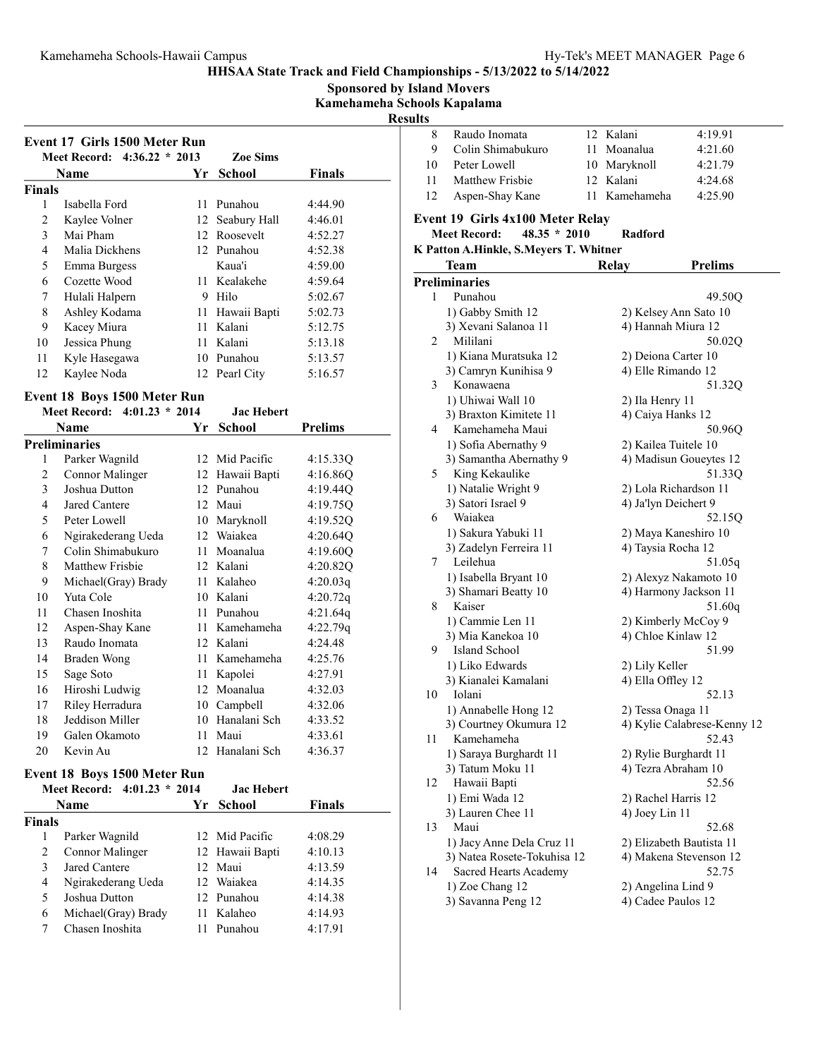HHSAA State Track and Field Championships - 5/13/2022 to 5/14/2022

Sponsored by Island Movers

Kamehameha Schools Kapalama

Results

## Event 17 Girls 1500 Meter Run

Meet Record: 4:36.22 * 2013 Zoe Sims

| | Name | Yr | School | Finals |
|---|---|---|---|---|
| **Finals** | | | | |
| 1 | Isabella Ford | 11 | Punahou | 4:44.90 |
| 2 | Kaylee Volner | 12 | Seabury Hall | 4:46.01 |
| 3 | Mai Pham | 12 | Roosevelt | 4:52.27 |
| 4 | Malia Dickhens | 12 | Punahou | 4:52.38 |
| 5 | Emma Burgess | | Kaua'i | 4:59.00 |
| 6 | Cozette Wood | 11 | Kealakehe | 4:59.64 |
| 7 | Hulali Halpern | 9 | Hilo | 5:02.67 |
| 8 | Ashley Kodama | 11 | Hawaii Bapti | 5:02.73 |
| 9 | Kacey Miura | 11 | Kalani | 5:12.75 |
| 10 | Jessica Phung | 11 | Kalani | 5:13.18 |
| 11 | Kyle Hasegawa | 10 | Punahou | 5:13.57 |
| 12 | Kaylee Noda | 12 | Pearl City | 5:16.57 |

## Event 18 Boys 1500 Meter Run

Meet Record: 4:01.23 * 2014 Jac Hebert

| | Name | Yr | School | Prelims |
|---|---|---|---|---|
| **Preliminaries** | | | | |
| 1 | Parker Wagnild | 12 | Mid Pacific | 4:15.33Q |
| 2 | Connor Malinger | 12 | Hawaii Bapti | 4:16.86Q |
| 3 | Joshua Dutton | 12 | Punahou | 4:19.44Q |
| 4 | Jared Cantere | 12 | Maui | 4:19.75Q |
| 5 | Peter Lowell | 10 | Maryknoll | 4:19.52Q |
| 6 | Ngirakederang Ueda | 12 | Waiakea | 4:20.64Q |
| 7 | Colin Shimabukuro | 11 | Moanalua | 4:19.60Q |
| 8 | Matthew Frisbie | 12 | Kalani | 4:20.82Q |
| 9 | Michael(Gray) Brady | 11 | Kalaheo | 4:20.03q |
| 10 | Yuta Cole | 10 | Kalani | 4:20.72q |
| 11 | Chasen Inoshita | 11 | Punahou | 4:21.64q |
| 12 | Aspen-Shay Kane | 11 | Kamehameha | 4:22.79q |
| 13 | Raudo Inomata | 12 | Kalani | 4:24.48 |
| 14 | Braden Wong | 11 | Kamehameha | 4:25.76 |
| 15 | Sage Soto | 11 | Kapolei | 4:27.91 |
| 16 | Hiroshi Ludwig | 12 | Moanalua | 4:32.03 |
| 17 | Riley Herradura | 10 | Campbell | 4:32.06 |
| 18 | Jeddison Miller | 10 | Hanalani Sch | 4:33.52 |
| 19 | Galen Okamoto | 11 | Maui | 4:33.61 |
| 20 | Kevin Au | 12 | Hanalani Sch | 4:36.37 |

## Event 18 Boys 1500 Meter Run

Meet Record: 4:01.23 * 2014 Jac Hebert

| | Name | Yr | School | Finals |
|---|---|---|---|---|
| **Finals** | | | | |
| 1 | Parker Wagnild | 12 | Mid Pacific | 4:08.29 |
| 2 | Connor Malinger | 12 | Hawaii Bapti | 4:10.13 |
| 3 | Jared Cantere | 12 | Maui | 4:13.59 |
| 4 | Ngirakederang Ueda | 12 | Waiakea | 4:14.35 |
| 5 | Joshua Dutton | 12 | Punahou | 4:14.38 |
| 6 | Michael(Gray) Brady | 11 | Kalaheo | 4:14.93 |
| 7 | Chasen Inoshita | 11 | Punahou | 4:17.91 |
| 8 | Raudo Inomata | 12 | Kalani | 4:19.91 |
| 9 | Colin Shimabukuro | 11 | Moanalua | 4:21.60 |
| 10 | Peter Lowell | 10 | Maryknoll | 4:21.79 |
| 11 | Matthew Frisbie | 12 | Kalani | 4:24.68 |
| 12 | Aspen-Shay Kane | 11 | Kamehameha | 4:25.90 |

## Event 19 Girls 4x100 Meter Relay

Meet Record: 48.35 * 2010 Radford

K Patton A.Hinkle, S.Meyers T. Whitner

| | Team | Relay | Prelims |
|---|---|---|---|
| **Preliminaries** | | | |
| 1 | Punahou | | 49.50Q |
| | 1) Gabby Smith 12 | 2) Kelsey Ann Sato 10 | |
| | 3) Xevani Salanoa 11 | 4) Hannah Miura 12 | |
| 2 | Mililani | | 50.02Q |
| | 1) Kiana Muratsuka 12 | 2) Deiona Carter 10 | |
| | 3) Camryn Kunihisa 9 | 4) Elle Rimando 12 | |
| 3 | Konawaena | | 51.32Q |
| | 1) Uhiwai Wall 10 | 2) Ila Henry 11 | |
| | 3) Braxton Kimitete 11 | 4) Caiya Hanks 12 | |
| 4 | Kamehameha Maui | | 50.96Q |
| | 1) Sofia Abernathy 9 | 2) Kailea Tuitele 10 | |
| | 3) Samantha Abernathy 9 | 4) Madisun Goueytes 12 | |
| 5 | King Kekaulike | | 51.33Q |
| | 1) Natalie Wright 9 | 2) Lola Richardson 11 | |
| | 3) Satori Israel 9 | 4) Ja'lyn Deichert 9 | |
| 6 | Waiakea | | 52.15Q |
| | 1) Sakura Yabuki 11 | 2) Maya Kaneshiro 10 | |
| | 3) Zadelyn Ferreira 11 | 4) Taysia Rocha 12 | |
| 7 | Leilehua | | 51.05q |
| | 1) Isabella Bryant 10 | 2) Alexyz Nakamoto 10 | |
| | 3) Shamari Beatty 10 | 4) Harmony Jackson 11 | |
| 8 | Kaiser | | 51.60q |
| | 1) Cammie Len 11 | 2) Kimberly McCoy 9 | |
| | 3) Mia Kanekoa 10 | 4) Chloe Kinlaw 12 | |
| 9 | Island School | | 51.99 |
| | 1) Liko Edwards | 2) Lily Keller | |
| | 3) Kianalei Kamalani | 4) Ella Offley 12 | |
| 10 | Iolani | | 52.13 |
| | 1) Annabelle Hong 12 | 2) Tessa Onaga 11 | |
| | 3) Courtney Okumura 12 | 4) Kylie Calabrese-Kenny 12 | |
| 11 | Kamehameha | | 52.43 |
| | 1) Saraya Burghardt 11 | 2) Rylie Burghardt 11 | |
| | 3) Tatum Moku 11 | 4) Tezra Abraham 10 | |
| 12 | Hawaii Bapti | | 52.56 |
| | 1) Emi Wada 12 | 2) Rachel Harris 12 | |
| | 3) Lauren Chee 11 | 4) Joey Lin 11 | |
| 13 | Maui | | 52.68 |
| | 1) Jacy Anne Dela Cruz 11 | 2) Elizabeth Bautista 11 | |
| | 3) Natea Rosete-Tokuhisa 12 | 4) Makena Stevenson 12 | |
| 14 | Sacred Hearts Academy | | 52.75 |
| | 1) Zoe Chang 12 | 2) Angelina Lind 9 | |
| | 3) Savanna Peng 12 | 4) Cadee Paulos 12 | |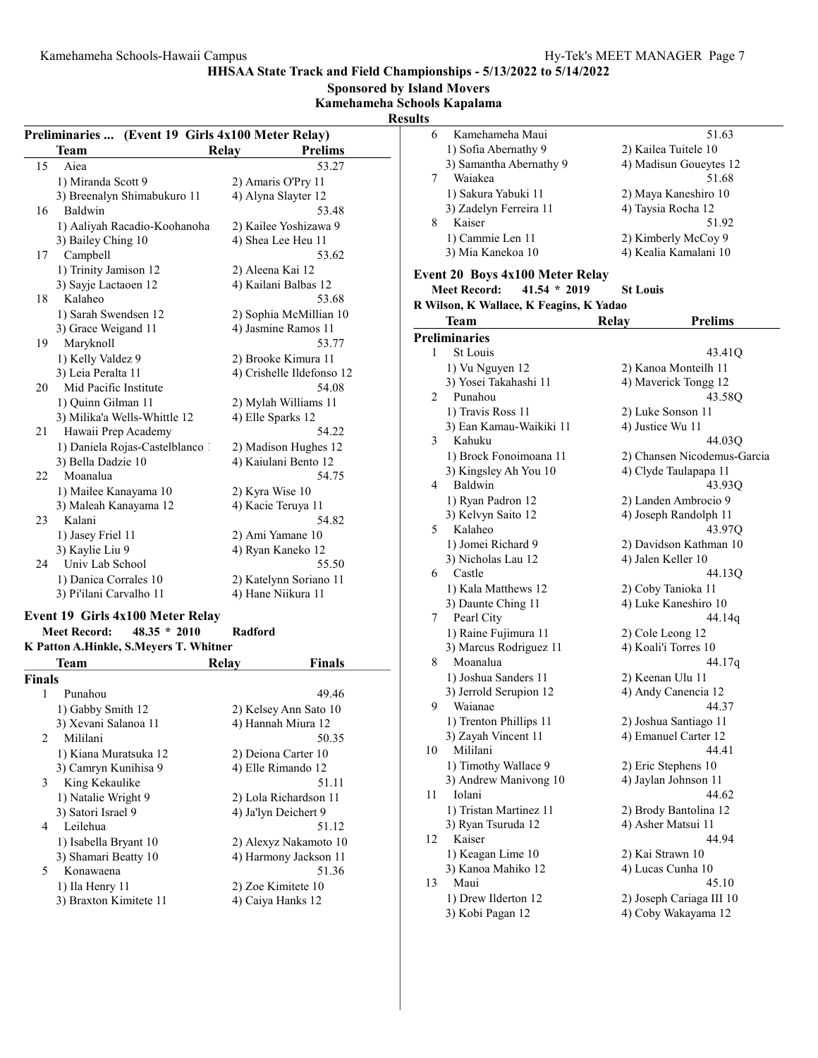**HHSAA State Track and Field Championships - 5/13/2022 to 5/14/2022**

**Sponsored by Island Movers**

**Kamehameha Schools Kapalama**

**Results**

### Preliminaries ... (Event 19 Girls 4x100 Meter Relay)

| | Team | Relay | Prelims |
|---|---|---|---|
| 15 | Aiea | | 53.27 |
| | 1) Miranda Scott 9 | 2) Amaris O'Pry 11 | |
| | 3) Breenalyn Shimabukuro 11 | 4) Alyna Slayter 12 | |
| 16 | Baldwin | | 53.48 |
| | 1) Aaliyah Racadio-Koohanoha | 2) Kailee Yoshizawa 9 | |
| | 3) Bailey Ching 10 | 4) Shea Lee Heu 11 | |
| 17 | Campbell | | 53.62 |
| | 1) Trinity Jamison 12 | 2) Aleena Kai 12 | |
| | 3) Sayje Lactaoen 12 | 4) Kailani Balbas 12 | |
| 18 | Kalaheo | | 53.68 |
| | 1) Sarah Swendsen 12 | 2) Sophia McMillian 10 | |
| | 3) Grace Weigand 11 | 4) Jasmine Ramos 11 | |
| 19 | Maryknoll | | 53.77 |
| | 1) Kelly Valdez 9 | 2) Brooke Kimura 11 | |
| | 3) Leia Peralta 11 | 4) Crishelle Ildefonso 12 | |
| 20 | Mid Pacific Institute | | 54.08 |
| | 1) Quinn Gilman 11 | 2) Mylah Williams 11 | |
| | 3) Milika'a Wells-Whittle 12 | 4) Elle Sparks 12 | |
| 21 | Hawaii Prep Academy | | 54.22 |
| | 1) Daniela Rojas-Castelblanco | 2) Madison Hughes 12 | |
| | 3) Bella Dadzie 10 | 4) Kaiulani Bento 12 | |
| 22 | Moanalua | | 54.75 |
| | 1) Mailee Kanayama 10 | 2) Kyra Wise 10 | |
| | 3) Maleah Kanayama 12 | 4) Kacie Teruya 11 | |
| 23 | Kalani | | 54.82 |
| | 1) Jasey Friel 11 | 2) Ami Yamane 10 | |
| | 3) Kaylie Liu 9 | 4) Ryan Kaneko 12 | |
| 24 | Univ Lab School | | 55.50 |
| | 1) Danica Corrales 10 | 2) Katelynn Soriano 11 | |
| | 3) Pi'ilani Carvalho 11 | 4) Hane Niikura 11 | |

### Event 19 Girls 4x100 Meter Relay

**Meet Record:** 48.35 * 2010 **Radford**

**K Patton A.Hinkle, S.Meyers T. Whitner**

| | Team | Relay | Finals |
|---|---|---|---|
| **Finals** | | | |
| 1 | Punahou | | 49.46 |
| | 1) Gabby Smith 12 | 2) Kelsey Ann Sato 10 | |
| | 3) Xevani Salanoa 11 | 4) Hannah Miura 12 | |
| 2 | Mililani | | 50.35 |
| | 1) Kiana Muratsuka 12 | 2) Deiona Carter 10 | |
| | 3) Camryn Kunihisa 9 | 4) Elle Rimando 12 | |
| 3 | King Kekaulike | | 51.11 |
| | 1) Natalie Wright 9 | 2) Lola Richardson 11 | |
| | 3) Satori Israel 9 | 4) Ja'lyn Deichert 9 | |
| 4 | Leilehua | | 51.12 |
| | 1) Isabella Bryant 10 | 2) Alexyz Nakamoto 10 | |
| | 3) Shamari Beatty 10 | 4) Harmony Jackson 11 | |
| 5 | Konawaena | | 51.36 |
| | 1) Ila Henry 11 | 2) Zoe Kimitete 10 | |
| | 3) Braxton Kimitete 11 | 4) Caiya Hanks 12 | |
| 6 | Kamehameha Maui | | 51.63 |
| | 1) Sofia Abernathy 9 | 2) Kailea Tuitele 10 | |
| | 3) Samantha Abernathy 9 | 4) Madisun Goueytes 12 | |
| 7 | Waiakea | | 51.68 |
| | 1) Sakura Yabuki 11 | 2) Maya Kaneshiro 10 | |
| | 3) Zadelyn Ferreira 11 | 4) Taysia Rocha 12 | |
| 8 | Kaiser | | 51.92 |
| | 1) Cammie Len 11 | 2) Kimberly McCoy 9 | |
| | 3) Mia Kanekoa 10 | 4) Kealia Kamalani 10 | |

### Event 20 Boys 4x100 Meter Relay

**Meet Record:** 41.54 * 2019 **St Louis**

**R Wilson, K Wallace, K Feagins, K Yadao**

| | Team | Relay | Prelims |
|---|---|---|---|
| **Preliminaries** | | | |
| 1 | St Louis | | 43.41Q |
| | 1) Vu Nguyen 12 | 2) Kanoa Monteilh 11 | |
| | 3) Yosei Takahashi 11 | 4) Maverick Tongg 12 | |
| 2 | Punahou | | 43.58Q |
| | 1) Travis Ross 11 | 2) Luke Sonson 11 | |
| | 3) Ean Kamau-Waikiki 11 | 4) Justice Wu 11 | |
| 3 | Kahuku | | 44.03Q |
| | 1) Brock Fonoimoana 11 | 2) Chansen Nicodemus-Garcia | |
| | 3) Kingsley Ah You 10 | 4) Clyde Taulapapa 11 | |
| 4 | Baldwin | | 43.93Q |
| | 1) Ryan Padron 12 | 2) Landen Ambrocio 9 | |
| | 3) Kelvyn Saito 12 | 4) Joseph Randolph 11 | |
| 5 | Kalaheo | | 43.97Q |
| | 1) Jomei Richard 9 | 2) Davidson Kathman 10 | |
| | 3) Nicholas Lau 12 | 4) Jalen Keller 10 | |
| 6 | Castle | | 44.13Q |
| | 1) Kala Matthews 12 | 2) Coby Tanioka 11 | |
| | 3) Daunte Ching 11 | 4) Luke Kaneshiro 10 | |
| 7 | Pearl City | | 44.14q |
| | 1) Raine Fujimura 11 | 2) Cole Leong 12 | |
| | 3) Marcus Rodriguez 11 | 4) Koali'i Torres 10 | |
| 8 | Moanalua | | 44.17q |
| | 1) Joshua Sanders 11 | 2) Keenan Ulu 11 | |
| | 3) Jerrold Serupion 12 | 4) Andy Canencia 12 | |
| 9 | Waianae | | 44.37 |
| | 1) Trenton Phillips 11 | 2) Joshua Santiago 11 | |
| | 3) Zayah Vincent 11 | 4) Emanuel Carter 12 | |
| 10 | Mililani | | 44.41 |
| | 1) Timothy Wallace 9 | 2) Eric Stephens 10 | |
| | 3) Andrew Manivong 10 | 4) Jaylan Johnson 11 | |
| 11 | Iolani | | 44.62 |
| | 1) Tristan Martinez 11 | 2) Brody Bantolina 12 | |
| | 3) Ryan Tsuruda 12 | 4) Asher Matsui 11 | |
| 12 | Kaiser | | 44.94 |
| | 1) Keagan Lime 10 | 2) Kai Strawn 10 | |
| | 3) Kanoa Mahiko 12 | 4) Lucas Cunha 10 | |
| 13 | Maui | | 45.10 |
| | 1) Drew Ilderton 12 | 2) Joseph Cariaga III 10 | |
| | 3) Kobi Pagan 12 | 4) Coby Wakayama 12 | |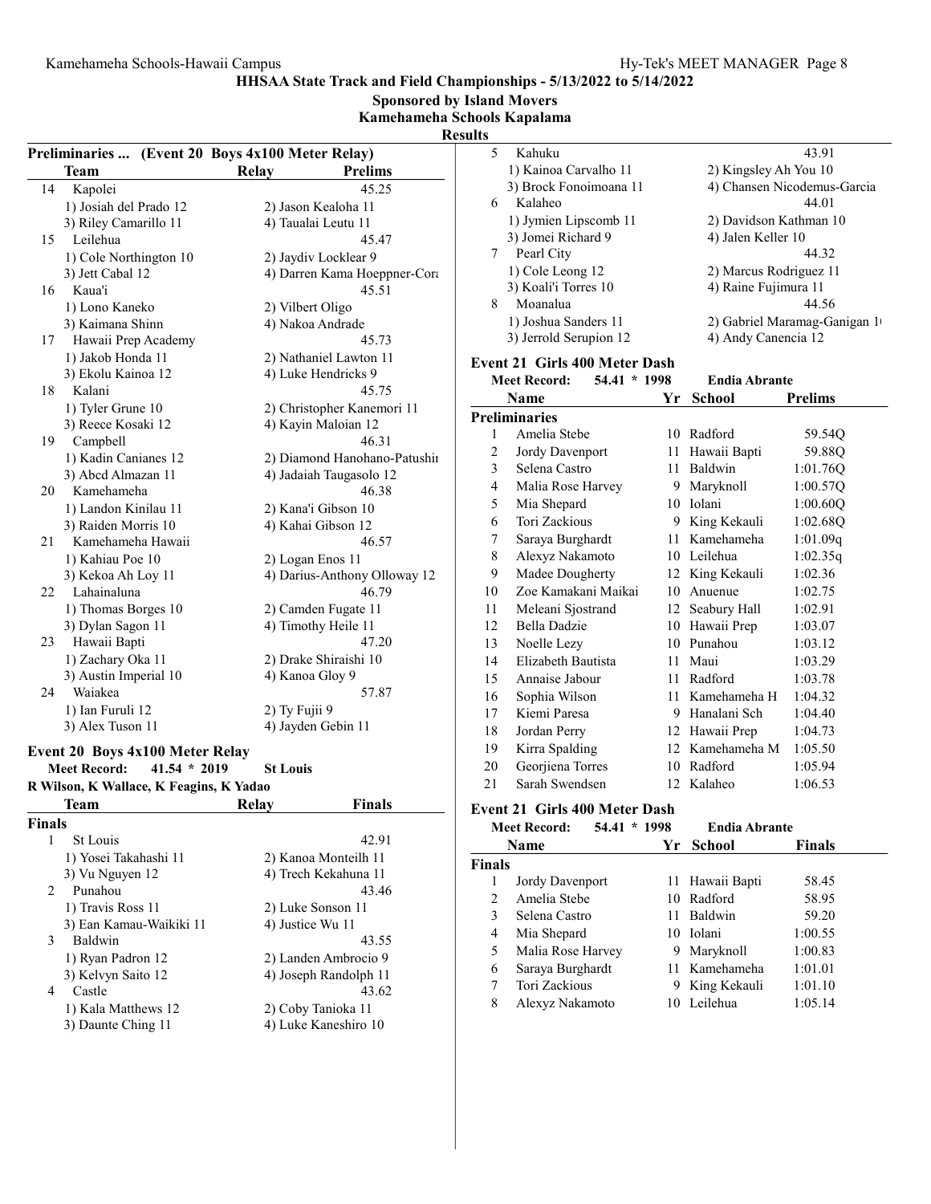## HHSAA State Track and Field Championships - 5/13/2022 to 5/14/2022

**Sponsored by Island Movers**

**Kamehameha Schools Kapalama**

**Results**

### Preliminaries ... (Event 20 Boys 4x100 Meter Relay)

| | Team | Relay | Prelims |
|---|---|---|---|
| 14 | Kapolei | | 45.25 |
| | 1) Josiah del Prado 12 | 2) Jason Kealoha 11 | |
| | 3) Riley Camarillo 11 | 4) Taualai Leutu 11 | |
| 15 | Leilehua | | 45.47 |
| | 1) Cole Northington 10 | 2) Jaydiv Locklear 9 | |
| | 3) Jett Cabal 12 | 4) Darren Kama Hoeppner-Cora | |
| 16 | Kaua'i | | 45.51 |
| | 1) Lono Kaneko | 2) Vilbert Oligo | |
| | 3) Kaimana Shinn | 4) Nakoa Andrade | |
| 17 | Hawaii Prep Academy | | 45.73 |
| | 1) Jakob Honda 11 | 2) Nathaniel Lawton 11 | |
| | 3) Ekolu Kainoa 12 | 4) Luke Hendricks 9 | |
| 18 | Kalani | | 45.75 |
| | 1) Tyler Grune 10 | 2) Christopher Kanemori 11 | |
| | 3) Reece Kosaki 12 | 4) Kayin Maloian 12 | |
| 19 | Campbell | | 46.31 |
| | 1) Kadin Canianes 12 | 2) Diamond Hanohano-Patushi | |
| | 3) Abcd Almazan 11 | 4) Jadaiah Taugasolo 12 | |
| 20 | Kamehameha | | 46.38 |
| | 1) Landon Kinilau 11 | 2) Kana'i Gibson 10 | |
| | 3) Raiden Morris 10 | 4) Kahai Gibson 12 | |
| 21 | Kamehameha Hawaii | | 46.57 |
| | 1) Kahiau Poe 10 | 2) Logan Enos 11 | |
| | 3) Kekoa Ah Loy 11 | 4) Darius-Anthony Olloway 12 | |
| 22 | Lahainaluna | | 46.79 |
| | 1) Thomas Borges 10 | 2) Camden Fugate 11 | |
| | 3) Dylan Sagon 11 | 4) Timothy Heile 11 | |
| 23 | Hawaii Bapti | | 47.20 |
| | 1) Zachary Oka 11 | 2) Drake Shiraishi 10 | |
| | 3) Austin Imperial 10 | 4) Kanoa Gloy 9 | |
| 24 | Waiakea | | 57.87 |
| | 1) Ian Furuli 12 | 2) Ty Fujii 9 | |
| | 3) Alex Tuson 11 | 4) Jayden Gebin 11 | |

### Event 20 Boys 4x100 Meter Relay

**Meet Record:** 41.54 * 2019 **St Louis**

**R Wilson, K Wallace, K Feagins, K Yadao**

| | Team | Relay | Finals |
|---|---|---|---|
| **Finals** | | | |
| 1 | St Louis | | 42.91 |
| | 1) Yosei Takahashi 11 | 2) Kanoa Monteilh 11 | |
| | 3) Vu Nguyen 12 | 4) Trech Kekahuna 11 | |
| 2 | Punahou | | 43.46 |
| | 1) Travis Ross 11 | 2) Luke Sonson 11 | |
| | 3) Ean Kamau-Waikiki 11 | 4) Justice Wu 11 | |
| 3 | Baldwin | | 43.55 |
| | 1) Ryan Padron 12 | 2) Landen Ambrocio 9 | |
| | 3) Kelvyn Saito 12 | 4) Joseph Randolph 11 | |
| 4 | Castle | | 43.62 |
| | 1) Kala Matthews 12 | 2) Coby Tanioka 11 | |
| | 3) Daunte Ching 11 | 4) Luke Kaneshiro 10 | |
| 5 | Kahuku | | 43.91 |
| | 1) Kainoa Carvalho 11 | 2) Kingsley Ah You 10 | |
| | 3) Brock Fonoimoana 11 | 4) Chansen Nicodemus-Garcia | |
| 6 | Kalaheo | | 44.01 |
| | 1) Jymien Lipscomb 11 | 2) Davidson Kathman 10 | |
| | 3) Jomei Richard 9 | 4) Jalen Keller 10 | |
| 7 | Pearl City | | 44.32 |
| | 1) Cole Leong 12 | 2) Marcus Rodriguez 11 | |
| | 3) Koali'i Torres 10 | 4) Raine Fujimura 11 | |
| 8 | Moanalua | | 44.56 |
| | 1) Joshua Sanders 11 | 2) Gabriel Maramag-Ganigan 1 | |
| | 3) Jerrold Serupion 12 | 4) Andy Canencia 12 | |

### Event 21 Girls 400 Meter Dash

**Meet Record:** 54.41 * 1998 **Endia Abrante**

| | Name | Yr | School | Prelims |
|---|---|---|---|---|
| **Preliminaries** | | | | |
| 1 | Amelia Stebe | 10 | Radford | 59.54Q |
| 2 | Jordy Davenport | 11 | Hawaii Bapti | 59.88Q |
| 3 | Selena Castro | 11 | Baldwin | 1:01.76Q |
| 4 | Malia Rose Harvey | 9 | Maryknoll | 1:00.57Q |
| 5 | Mia Shepard | 10 | Iolani | 1:00.60Q |
| 6 | Tori Zackious | 9 | King Kekauli | 1:02.68Q |
| 7 | Saraya Burghardt | 11 | Kamehameha | 1:01.09q |
| 8 | Alexyz Nakamoto | 10 | Leilehua | 1:02.35q |
| 9 | Madee Dougherty | 12 | King Kekauli | 1:02.36 |
| 10 | Zoe Kamakani Maikai | 10 | Anuenue | 1:02.75 |
| 11 | Meleani Sjostrand | 12 | Seabury Hall | 1:02.91 |
| 12 | Bella Dadzie | 10 | Hawaii Prep | 1:03.07 |
| 13 | Noelle Lezy | 10 | Punahou | 1:03.12 |
| 14 | Elizabeth Bautista | 11 | Maui | 1:03.29 |
| 15 | Annaise Jabour | 11 | Radford | 1:03.78 |
| 16 | Sophia Wilson | 11 | Kamehameha H | 1:04.32 |
| 17 | Kiemi Paresa | 9 | Hanalani Sch | 1:04.40 |
| 18 | Jordan Perry | 12 | Hawaii Prep | 1:04.73 |
| 19 | Kirra Spalding | 12 | Kamehameha M | 1:05.50 |
| 20 | Georjiena Torres | 10 | Radford | 1:05.94 |
| 21 | Sarah Swendsen | 12 | Kalaheo | 1:06.53 |

### Event 21 Girls 400 Meter Dash

**Meet Record:** 54.41 * 1998 **Endia Abrante**

| | Name | Yr | School | Finals |
|---|---|---|---|---|
| **Finals** | | | | |
| 1 | Jordy Davenport | 11 | Hawaii Bapti | 58.45 |
| 2 | Amelia Stebe | 10 | Radford | 58.95 |
| 3 | Selena Castro | 11 | Baldwin | 59.20 |
| 4 | Mia Shepard | 10 | Iolani | 1:00.55 |
| 5 | Malia Rose Harvey | 9 | Maryknoll | 1:00.83 |
| 6 | Saraya Burghardt | 11 | Kamehameha | 1:01.01 |
| 7 | Tori Zackious | 9 | King Kekauli | 1:01.10 |
| 8 | Alexyz Nakamoto | 10 | Leilehua | 1:05.14 |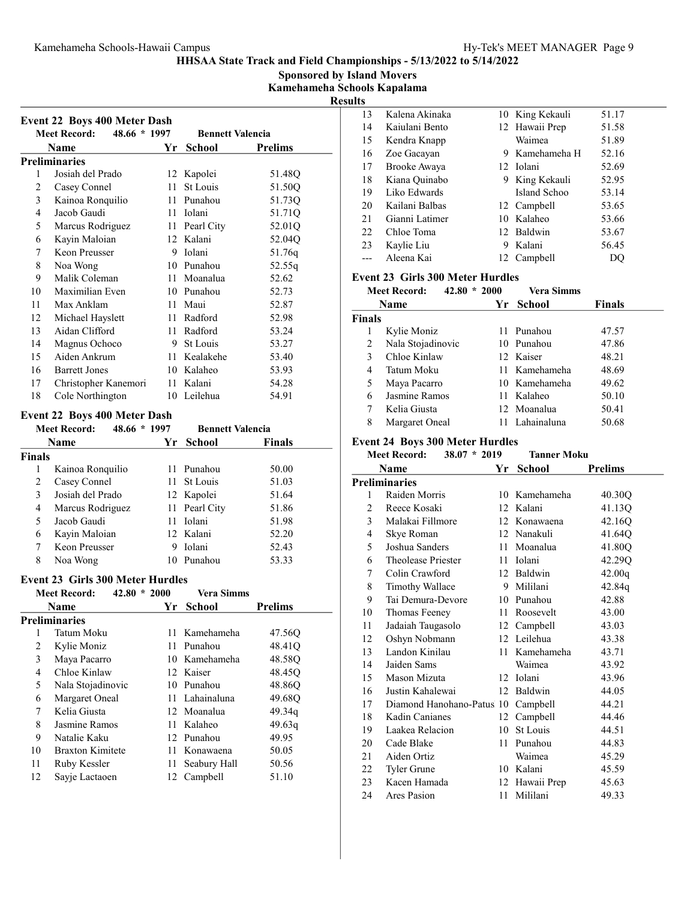HHSAA State Track and Field Championships - 5/13/2022 to 5/14/2022

Sponsored by Island Movers

Kamehameha Schools Kapalama

Results

### Event 22 Boys 400 Meter Dash

Meet Record: 48.66 * 1997 Bennett Valencia

| | Name | Yr | School | Prelims |
|---|---|---|---|---|
| **Preliminaries** | | | | |
| 1 | Josiah del Prado | 12 | Kapolei | 51.48Q |
| 2 | Casey Connel | 11 | St Louis | 51.50Q |
| 3 | Kainoa Ronquilio | 11 | Punahou | 51.73Q |
| 4 | Jacob Gaudi | 11 | Iolani | 51.71Q |
| 5 | Marcus Rodriguez | 11 | Pearl City | 52.01Q |
| 6 | Kayin Maloian | 12 | Kalani | 52.04Q |
| 7 | Keon Preusser | 9 | Iolani | 51.76q |
| 8 | Noa Wong | 10 | Punahou | 52.55q |
| 9 | Malik Coleman | 11 | Moanalua | 52.62 |
| 10 | Maximilian Even | 10 | Punahou | 52.73 |
| 11 | Max Anklam | 11 | Maui | 52.87 |
| 12 | Michael Hayslett | 11 | Radford | 52.98 |
| 13 | Aidan Clifford | 11 | Radford | 53.24 |
| 14 | Magnus Ochoco | 9 | St Louis | 53.27 |
| 15 | Aiden Ankrum | 11 | Kealakehe | 53.40 |
| 16 | Barrett Jones | 10 | Kalaheo | 53.93 |
| 17 | Christopher Kanemori | 11 | Kalani | 54.28 |
| 18 | Cole Northington | 10 | Leilehua | 54.91 |

### Event 22 Boys 400 Meter Dash

Meet Record: 48.66 * 1997 Bennett Valencia

| | Name | Yr | School | Finals |
|---|---|---|---|---|
| **Finals** | | | | |
| 1 | Kainoa Ronquilio | 11 | Punahou | 50.00 |
| 2 | Casey Connel | 11 | St Louis | 51.03 |
| 3 | Josiah del Prado | 12 | Kapolei | 51.64 |
| 4 | Marcus Rodriguez | 11 | Pearl City | 51.86 |
| 5 | Jacob Gaudi | 11 | Iolani | 51.98 |
| 6 | Kayin Maloian | 12 | Kalani | 52.20 |
| 7 | Keon Preusser | 9 | Iolani | 52.43 |
| 8 | Noa Wong | 10 | Punahou | 53.33 |

### Event 23 Girls 300 Meter Hurdles

Meet Record: 42.80 * 2000 Vera Simms

| | Name | Yr | School | Prelims |
|---|---|---|---|---|
| **Preliminaries** | | | | |
| 1 | Tatum Moku | 11 | Kamehameha | 47.56Q |
| 2 | Kylie Moniz | 11 | Punahou | 48.41Q |
| 3 | Maya Pacarro | 10 | Kamehameha | 48.58Q |
| 4 | Chloe Kinlaw | 12 | Kaiser | 48.45Q |
| 5 | Nala Stojadinovic | 10 | Punahou | 48.86Q |
| 6 | Margaret Oneal | 11 | Lahainaluna | 49.68Q |
| 7 | Kelia Giusta | 12 | Moanalua | 49.34q |
| 8 | Jasmine Ramos | 11 | Kalaheo | 49.63q |
| 9 | Natalie Kaku | 12 | Punahou | 49.95 |
| 10 | Braxton Kimitete | 11 | Konawaena | 50.05 |
| 11 | Ruby Kessler | 11 | Seabury Hall | 50.56 |
| 12 | Sayje Lactaoen | 12 | Campbell | 51.10 |
| 13 | Kalena Akinaka | 10 | King Kekauli | 51.17 |
| 14 | Kaiulani Bento | 12 | Hawaii Prep | 51.58 |
| 15 | Kendra Knapp | | Waimea | 51.89 |
| 16 | Zoe Gacayan | 9 | Kamehameha H | 52.16 |
| 17 | Brooke Awaya | 12 | Iolani | 52.69 |
| 18 | Kiana Quinabo | 9 | King Kekauli | 52.95 |
| 19 | Liko Edwards | | Island Schoo | 53.14 |
| 20 | Kailani Balbas | 12 | Campbell | 53.65 |
| 21 | Gianni Latimer | 10 | Kalaheo | 53.66 |
| 22 | Chloe Toma | 12 | Baldwin | 53.67 |
| 23 | Kaylie Liu | 9 | Kalani | 56.45 |
| --- | Aleena Kai | 12 | Campbell | DQ |

### Event 23 Girls 300 Meter Hurdles

Meet Record: 42.80 * 2000 Vera Simms

| | Name | Yr | School | Finals |
|---|---|---|---|---|
| **Finals** | | | | |
| 1 | Kylie Moniz | 11 | Punahou | 47.57 |
| 2 | Nala Stojadinovic | 10 | Punahou | 47.86 |
| 3 | Chloe Kinlaw | 12 | Kaiser | 48.21 |
| 4 | Tatum Moku | 11 | Kamehameha | 48.69 |
| 5 | Maya Pacarro | 10 | Kamehameha | 49.62 |
| 6 | Jasmine Ramos | 11 | Kalaheo | 50.10 |
| 7 | Kelia Giusta | 12 | Moanalua | 50.41 |
| 8 | Margaret Oneal | 11 | Lahainaluna | 50.68 |

### Event 24 Boys 300 Meter Hurdles

Meet Record: 38.07 * 2019 Tanner Moku

| | Name | Yr | School | Prelims |
|---|---|---|---|---|
| **Preliminaries** | | | | |
| 1 | Raiden Morris | 10 | Kamehameha | 40.30Q |
| 2 | Reece Kosaki | 12 | Kalani | 41.13Q |
| 3 | Malakai Fillmore | 12 | Konawaena | 42.16Q |
| 4 | Skye Roman | 12 | Nanakuli | 41.64Q |
| 5 | Joshua Sanders | 11 | Moanalua | 41.80Q |
| 6 | Theolease Priester | 11 | Iolani | 42.29Q |
| 7 | Colin Crawford | 12 | Baldwin | 42.00q |
| 8 | Timothy Wallace | 9 | Mililani | 42.84q |
| 9 | Tai Demura-Devore | 10 | Punahou | 42.88 |
| 10 | Thomas Feeney | 11 | Roosevelt | 43.00 |
| 11 | Jadaiah Taugasolo | 12 | Campbell | 43.03 |
| 12 | Oshyn Nobmann | 12 | Leilehua | 43.38 |
| 13 | Landon Kinilau | 11 | Kamehameha | 43.71 |
| 14 | Jaiden Sams | | Waimea | 43.92 |
| 15 | Mason Mizuta | 12 | Iolani | 43.96 |
| 16 | Justin Kahalewai | 12 | Baldwin | 44.05 |
| 17 | Diamond Hanohano-Patus | 10 | Campbell | 44.21 |
| 18 | Kadin Canianes | 12 | Campbell | 44.46 |
| 19 | Laakea Relacion | 10 | St Louis | 44.51 |
| 20 | Cade Blake | 11 | Punahou | 44.83 |
| 21 | Aiden Ortiz | | Waimea | 45.29 |
| 22 | Tyler Grune | 10 | Kalani | 45.59 |
| 23 | Kacen Hamada | 12 | Hawaii Prep | 45.63 |
| 24 | Ares Pasion | 11 | Mililani | 49.33 |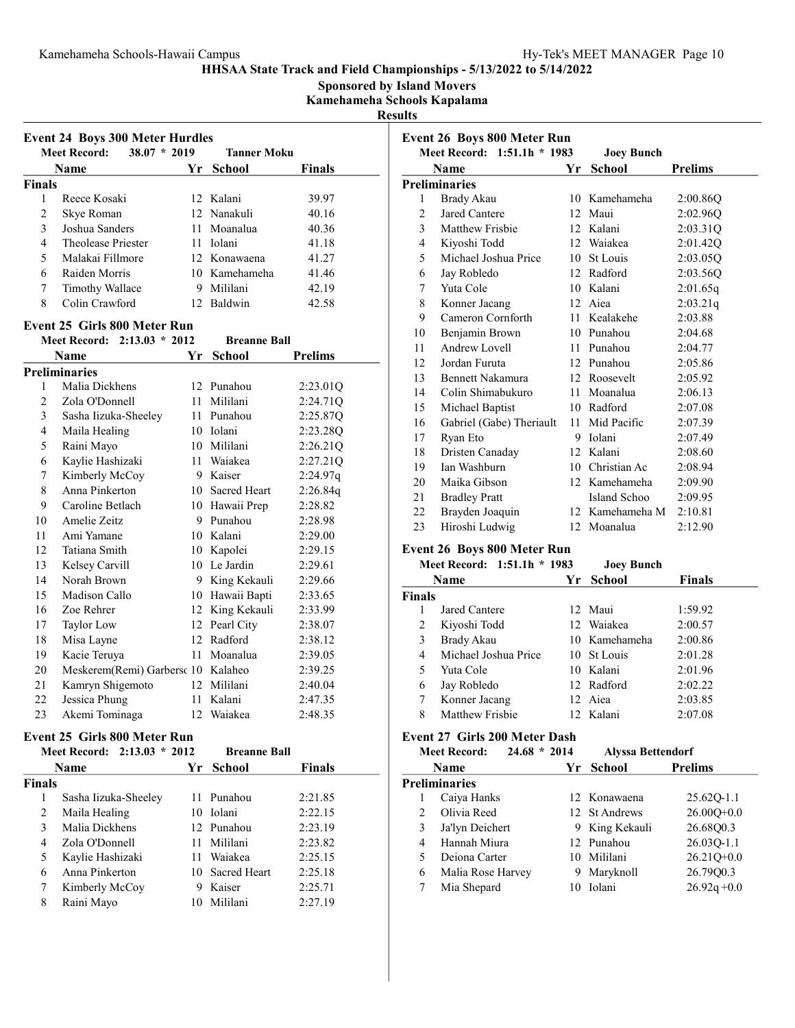# HHSAA State Track and Field Championships - 5/13/2022 to 5/14/2022

**Sponsored by Island Movers**

**Kamehameha Schools Kapalama**

**Results**

## Event 24 Boys 300 Meter Hurdles

**Meet Record:** 38.07 * 2019 **Tanner Moku**

| | Name | Yr | School | Finals |
|---|---|---|---|---|
| **Finals** | | | | |
| 1 | Reece Kosaki | 12 | Kalani | 39.97 |
| 2 | Skye Roman | 12 | Nanakuli | 40.16 |
| 3 | Joshua Sanders | 11 | Moanalua | 40.36 |
| 4 | Theolease Priester | 11 | Iolani | 41.18 |
| 5 | Malakai Fillmore | 12 | Konawaena | 41.27 |
| 6 | Raiden Morris | 10 | Kamehameha | 41.46 |
| 7 | Timothy Wallace | 9 | Mililani | 42.19 |
| 8 | Colin Crawford | 12 | Baldwin | 42.58 |

## Event 25 Girls 800 Meter Run

**Meet Record:** 2:13.03 * 2012 **Breanne Ball**

| | Name | Yr | School | Prelims |
|---|---|---|---|---|
| **Preliminaries** | | | | |
| 1 | Malia Dickhens | 12 | Punahou | 2:23.01Q |
| 2 | Zola O'Donnell | 11 | Mililani | 2:24.71Q |
| 3 | Sasha Iizuka-Sheeley | 11 | Punahou | 2:25.87Q |
| 4 | Maila Healing | 10 | Iolani | 2:23.28Q |
| 5 | Raini Mayo | 10 | Mililani | 2:26.21Q |
| 6 | Kaylie Hashizaki | 11 | Waiakea | 2:27.21Q |
| 7 | Kimberly McCoy | 9 | Kaiser | 2:24.97q |
| 8 | Anna Pinkerton | 10 | Sacred Heart | 2:26.84q |
| 9 | Caroline Betlach | 10 | Hawaii Prep | 2:28.82 |
| 10 | Amelie Zeitz | 9 | Punahou | 2:28.98 |
| 11 | Ami Yamane | 10 | Kalani | 2:29.00 |
| 12 | Tatiana Smith | 10 | Kapolei | 2:29.15 |
| 13 | Kelsey Carvill | 10 | Le Jardin | 2:29.61 |
| 14 | Norah Brown | 9 | King Kekauli | 2:29.66 |
| 15 | Madison Callo | 10 | Hawaii Bapti | 2:33.65 |
| 16 | Zoe Rehrer | 12 | King Kekauli | 2:33.99 |
| 17 | Taylor Low | 12 | Pearl City | 2:38.07 |
| 18 | Misa Layne | 12 | Radford | 2:38.12 |
| 19 | Kacie Teruya | 11 | Moanalua | 2:39.05 |
| 20 | Meskerem(Remi) Garbersc | 10 | Kalaheo | 2:39.25 |
| 21 | Kamryn Shigemoto | 12 | Mililani | 2:40.04 |
| 22 | Jessica Phung | 11 | Kalani | 2:47.35 |
| 23 | Akemi Tominaga | 12 | Waiakea | 2:48.35 |

## Event 25 Girls 800 Meter Run

**Meet Record:** 2:13.03 * 2012 **Breanne Ball**

| | Name | Yr | School | Finals |
|---|---|---|---|---|
| **Finals** | | | | |
| 1 | Sasha Iizuka-Sheeley | 11 | Punahou | 2:21.85 |
| 2 | Maila Healing | 10 | Iolani | 2:22.15 |
| 3 | Malia Dickhens | 12 | Punahou | 2:23.19 |
| 4 | Zola O'Donnell | 11 | Mililani | 2:23.82 |
| 5 | Kaylie Hashizaki | 11 | Waiakea | 2:25.15 |
| 6 | Anna Pinkerton | 10 | Sacred Heart | 2:25.18 |
| 7 | Kimberly McCoy | 9 | Kaiser | 2:25.71 |
| 8 | Raini Mayo | 10 | Mililani | 2:27.19 |

## Event 26 Boys 800 Meter Run

**Meet Record:** 1:51.1h * 1983 **Joey Bunch**

| | Name | Yr | School | Prelims |
|---|---|---|---|---|
| **Preliminaries** | | | | |
| 1 | Brady Akau | 10 | Kamehameha | 2:00.86Q |
| 2 | Jared Cantere | 12 | Maui | 2:02.96Q |
| 3 | Matthew Frisbie | 12 | Kalani | 2:03.31Q |
| 4 | Kiyoshi Todd | 12 | Waiakea | 2:01.42Q |
| 5 | Michael Joshua Price | 10 | St Louis | 2:03.05Q |
| 6 | Jay Robledo | 12 | Radford | 2:03.56Q |
| 7 | Yuta Cole | 10 | Kalani | 2:01.65q |
| 8 | Konner Jacang | 12 | Aiea | 2:03.21q |
| 9 | Cameron Cornforth | 11 | Kealakehe | 2:03.88 |
| 10 | Benjamin Brown | 10 | Punahou | 2:04.68 |
| 11 | Andrew Lovell | 11 | Punahou | 2:04.77 |
| 12 | Jordan Furuta | 12 | Punahou | 2:05.86 |
| 13 | Bennett Nakamura | 12 | Roosevelt | 2:05.92 |
| 14 | Colin Shimabukuro | 11 | Moanalua | 2:06.13 |
| 15 | Michael Baptist | 10 | Radford | 2:07.08 |
| 16 | Gabriel (Gabe) Theriault | 11 | Mid Pacific | 2:07.39 |
| 17 | Ryan Eto | 9 | Iolani | 2:07.49 |
| 18 | Dristen Canaday | 12 | Kalani | 2:08.60 |
| 19 | Ian Washburn | 10 | Christian Ac | 2:08.94 |
| 20 | Maika Gibson | 12 | Kamehameha | 2:09.90 |
| 21 | Bradley Pratt | | Island Schoo | 2:09.95 |
| 22 | Brayden Joaquin | 12 | Kamehameha M | 2:10.81 |
| 23 | Hiroshi Ludwig | 12 | Moanalua | 2:12.90 |

## Event 26 Boys 800 Meter Run

**Meet Record:** 1:51.1h * 1983 **Joey Bunch**

| | Name | Yr | School | Finals |
|---|---|---|---|---|
| **Finals** | | | | |
| 1 | Jared Cantere | 12 | Maui | 1:59.92 |
| 2 | Kiyoshi Todd | 12 | Waiakea | 2:00.57 |
| 3 | Brady Akau | 10 | Kamehameha | 2:00.86 |
| 4 | Michael Joshua Price | 10 | St Louis | 2:01.28 |
| 5 | Yuta Cole | 10 | Kalani | 2:01.96 |
| 6 | Jay Robledo | 12 | Radford | 2:02.22 |
| 7 | Konner Jacang | 12 | Aiea | 2:03.85 |
| 8 | Matthew Frisbie | 12 | Kalani | 2:07.08 |

## Event 27 Girls 200 Meter Dash

**Meet Record:** 24.68 * 2014 **Alyssa Bettendorf**

| | Name | Yr | School | Prelims |
|---|---|---|---|---|
| **Preliminaries** | | | | |
| 1 | Caiya Hanks | 12 | Konawaena | 25.62Q-1.1 |
| 2 | Olivia Reed | 12 | St Andrews | 26.00Q+0.0 |
| 3 | Ja'lyn Deichert | 9 | King Kekauli | 26.68Q0.3 |
| 4 | Hannah Miura | 12 | Punahou | 26.03Q-1.1 |
| 5 | Deiona Carter | 10 | Mililani | 26.21Q+0.0 |
| 6 | Malia Rose Harvey | 9 | Maryknoll | 26.79Q0.3 |
| 7 | Mia Shepard | 10 | Iolani | 26.92q +0.0 |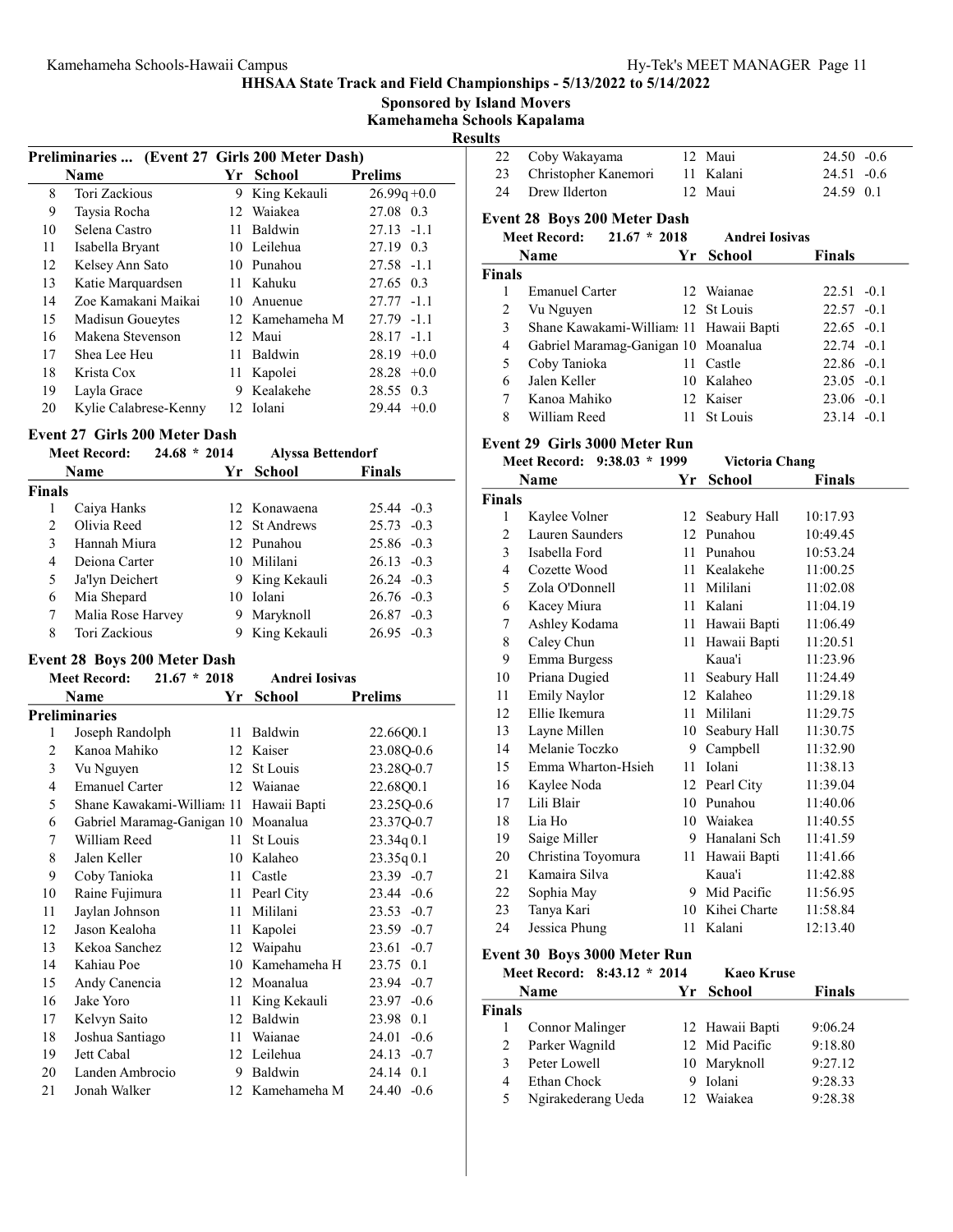## HHSAA State Track and Field Championships - 5/13/2022 to 5/14/2022

**Sponsored by Island Movers**

**Kamehameha Schools Kapalama**

**Results**

### Preliminaries ... (Event 27 Girls 200 Meter Dash)

| | Name | Yr | School | Prelims | |
|---|---|---|---|---|---|
| 8 | Tori Zackious | 9 | King Kekauli | 26.99q | +0.0 |
| 9 | Taysia Rocha | 12 | Waiakea | 27.08 | 0.3 |
| 10 | Selena Castro | 11 | Baldwin | 27.13 | -1.1 |
| 11 | Isabella Bryant | 10 | Leilehua | 27.19 | 0.3 |
| 12 | Kelsey Ann Sato | 10 | Punahou | 27.58 | -1.1 |
| 13 | Katie Marquardsen | 11 | Kahuku | 27.65 | 0.3 |
| 14 | Zoe Kamakani Maikai | 10 | Anuenue | 27.77 | -1.1 |
| 15 | Madisun Goueytes | 12 | Kamehameha M | 27.79 | -1.1 |
| 16 | Makena Stevenson | 12 | Maui | 28.17 | -1.1 |
| 17 | Shea Lee Heu | 11 | Baldwin | 28.19 | +0.0 |
| 18 | Krista Cox | 11 | Kapolei | 28.28 | +0.0 |
| 19 | Layla Grace | 9 | Kealakehe | 28.55 | 0.3 |
| 20 | Kylie Calabrese-Kenny | 12 | Iolani | 29.44 | +0.0 |

### Event 27 Girls 200 Meter Dash

**Meet Record:** 24.68 * 2014 Alyssa Bettendorf

| | Name | Yr | School | Finals | |
|---|---|---|---|---|---|
| **Finals** | | | | | |
| 1 | Caiya Hanks | 12 | Konawaena | 25.44 | -0.3 |
| 2 | Olivia Reed | 12 | St Andrews | 25.73 | -0.3 |
| 3 | Hannah Miura | 12 | Punahou | 25.86 | -0.3 |
| 4 | Deiona Carter | 10 | Mililani | 26.13 | -0.3 |
| 5 | Ja'lyn Deichert | 9 | King Kekauli | 26.24 | -0.3 |
| 6 | Mia Shepard | 10 | Iolani | 26.76 | -0.3 |
| 7 | Malia Rose Harvey | 9 | Maryknoll | 26.87 | -0.3 |
| 8 | Tori Zackious | 9 | King Kekauli | 26.95 | -0.3 |

### Event 28 Boys 200 Meter Dash

**Meet Record:** 21.67 * 2018 Andrei Iosivas

| | Name | Yr | School | Prelims | |
|---|---|---|---|---|---|
| **Preliminaries** | | | | | |
| 1 | Joseph Randolph | 11 | Baldwin | 22.66Q | 0.1 |
| 2 | Kanoa Mahiko | 12 | Kaiser | 23.08Q | -0.6 |
| 3 | Vu Nguyen | 12 | St Louis | 23.28Q | -0.7 |
| 4 | Emanuel Carter | 12 | Waianae | 22.68Q | 0.1 |
| 5 | Shane Kawakami-William: | 11 | Hawaii Bapti | 23.25Q | -0.6 |
| 6 | Gabriel Maramag-Ganigan | 10 | Moanalua | 23.37Q | -0.7 |
| 7 | William Reed | 11 | St Louis | 23.34q | 0.1 |
| 8 | Jalen Keller | 10 | Kalaheo | 23.35q | 0.1 |
| 9 | Coby Tanioka | 11 | Castle | 23.39 | -0.7 |
| 10 | Raine Fujimura | 11 | Pearl City | 23.44 | -0.6 |
| 11 | Jaylan Johnson | 11 | Mililani | 23.53 | -0.7 |
| 12 | Jason Kealoha | 11 | Kapolei | 23.59 | -0.7 |
| 13 | Kekoa Sanchez | 12 | Waipahu | 23.61 | -0.7 |
| 14 | Kahiau Poe | 10 | Kamehameha H | 23.75 | 0.1 |
| 15 | Andy Canencia | 12 | Moanalua | 23.94 | -0.7 |
| 16 | Jake Yoro | 11 | King Kekauli | 23.97 | -0.6 |
| 17 | Kelvyn Saito | 12 | Baldwin | 23.98 | 0.1 |
| 18 | Joshua Santiago | 11 | Waianae | 24.01 | -0.6 |
| 19 | Jett Cabal | 12 | Leilehua | 24.13 | -0.7 |
| 20 | Landen Ambrocio | 9 | Baldwin | 24.14 | 0.1 |
| 21 | Jonah Walker | 12 | Kamehameha M | 24.40 | -0.6 |
| 22 | Coby Wakayama | 12 | Maui | 24.50 | -0.6 |
| 23 | Christopher Kanemori | 11 | Kalani | 24.51 | -0.6 |
| 24 | Drew Ilderton | 12 | Maui | 24.59 | 0.1 |

### Event 28 Boys 200 Meter Dash

**Meet Record:** 21.67 * 2018 Andrei Iosivas

| | Name | Yr | School | Finals | |
|---|---|---|---|---|---|
| **Finals** | | | | | |
| 1 | Emanuel Carter | 12 | Waianae | 22.51 | -0.1 |
| 2 | Vu Nguyen | 12 | St Louis | 22.57 | -0.1 |
| 3 | Shane Kawakami-William: | 11 | Hawaii Bapti | 22.65 | -0.1 |
| 4 | Gabriel Maramag-Ganigan | 10 | Moanalua | 22.74 | -0.1 |
| 5 | Coby Tanioka | 11 | Castle | 22.86 | -0.1 |
| 6 | Jalen Keller | 10 | Kalaheo | 23.05 | -0.1 |
| 7 | Kanoa Mahiko | 12 | Kaiser | 23.06 | -0.1 |
| 8 | William Reed | 11 | St Louis | 23.14 | -0.1 |

### Event 29 Girls 3000 Meter Run

**Meet Record:** 9:38.03 * 1999 Victoria Chang

| | Name | Yr | School | Finals |
|---|---|---|---|---|
| **Finals** | | | | |
| 1 | Kaylee Volner | 12 | Seabury Hall | 10:17.93 |
| 2 | Lauren Saunders | 12 | Punahou | 10:49.45 |
| 3 | Isabella Ford | 11 | Punahou | 10:53.24 |
| 4 | Cozette Wood | 11 | Kealakehe | 11:00.25 |
| 5 | Zola O'Donnell | 11 | Mililani | 11:02.08 |
| 6 | Kacey Miura | 11 | Kalani | 11:04.19 |
| 7 | Ashley Kodama | 11 | Hawaii Bapti | 11:06.49 |
| 8 | Caley Chun | 11 | Hawaii Bapti | 11:20.51 |
| 9 | Emma Burgess | | Kaua'i | 11:23.96 |
| 10 | Priana Dugied | 11 | Seabury Hall | 11:24.49 |
| 11 | Emily Naylor | 12 | Kalaheo | 11:29.18 |
| 12 | Ellie Ikemura | 11 | Mililani | 11:29.75 |
| 13 | Layne Millen | 10 | Seabury Hall | 11:30.75 |
| 14 | Melanie Toczko | 9 | Campbell | 11:32.90 |
| 15 | Emma Wharton-Hsieh | 11 | Iolani | 11:38.13 |
| 16 | Kaylee Noda | 12 | Pearl City | 11:39.04 |
| 17 | Lili Blair | 10 | Punahou | 11:40.06 |
| 18 | Lia Ho | 10 | Waiakea | 11:40.55 |
| 19 | Saige Miller | 9 | Hanalani Sch | 11:41.59 |
| 20 | Christina Toyomura | 11 | Hawaii Bapti | 11:41.66 |
| 21 | Kamaira Silva | | Kaua'i | 11:42.88 |
| 22 | Sophia May | 9 | Mid Pacific | 11:56.95 |
| 23 | Tanya Kari | 10 | Kihei Charte | 11:58.84 |
| 24 | Jessica Phung | 11 | Kalani | 12:13.40 |

### Event 30 Boys 3000 Meter Run

**Meet Record:** 8:43.12 * 2014 Kaeo Kruse

| | Name | Yr | School | Finals |
|---|---|---|---|---|
| **Finals** | | | | |
| 1 | Connor Malinger | 12 | Hawaii Bapti | 9:06.24 |
| 2 | Parker Wagnild | 12 | Mid Pacific | 9:18.80 |
| 3 | Peter Lowell | 10 | Maryknoll | 9:27.12 |
| 4 | Ethan Chock | 9 | Iolani | 9:28.33 |
| 5 | Ngirakederang Ueda | 12 | Waiakea | 9:28.38 |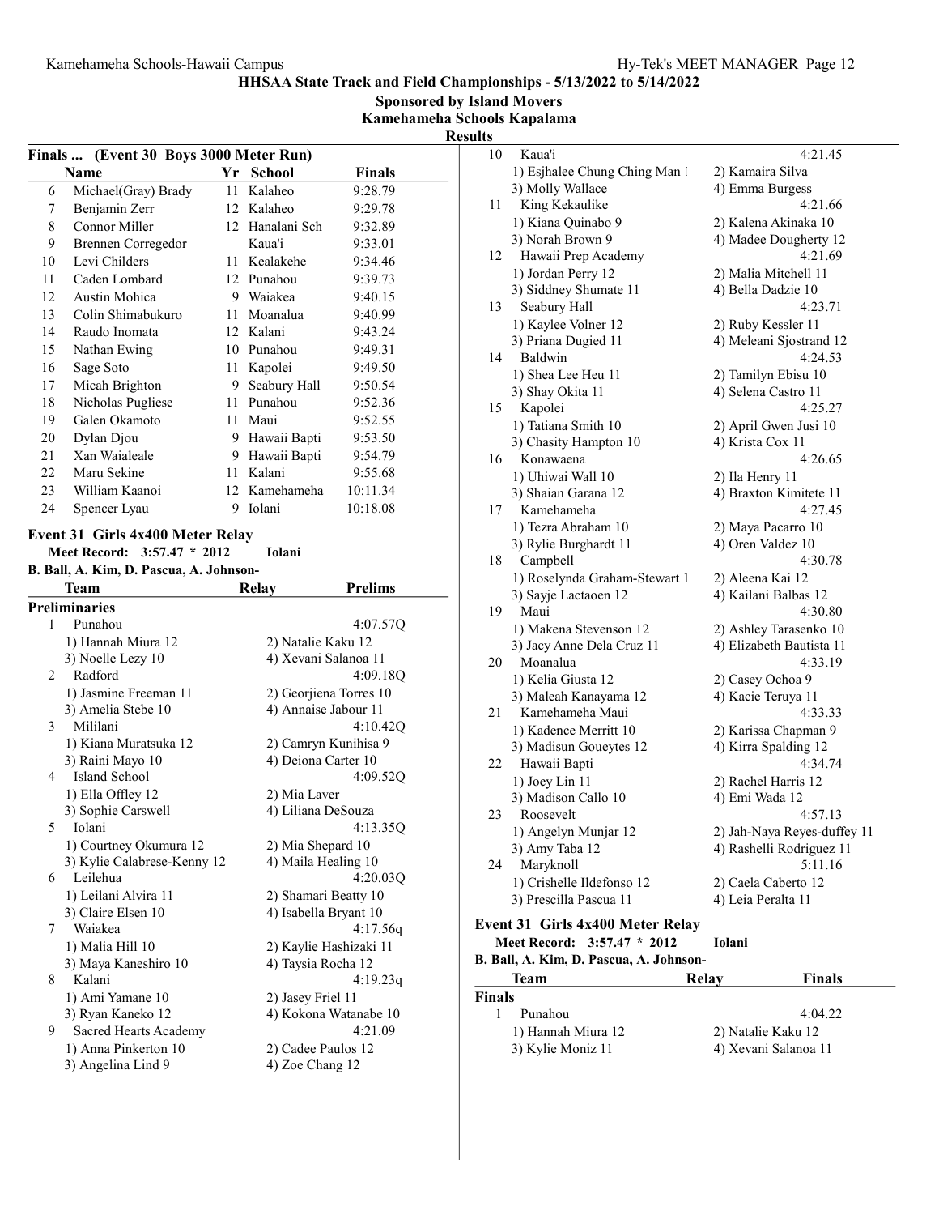## HHSAA State Track and Field Championships - 5/13/2022 to 5/14/2022

**Sponsored by Island Movers**

**Kamehameha Schools Kapalama**

**Results**

### Finals ... (Event 30 Boys 3000 Meter Run)

| | Name | Yr | School | Finals |
|---|---|---|---|---|
| 6 | Michael(Gray) Brady | 11 | Kalaheo | 9:28.79 |
| 7 | Benjamin Zerr | 12 | Kalaheo | 9:29.78 |
| 8 | Connor Miller | 12 | Hanalani Sch | 9:32.89 |
| 9 | Brennen Corregedor | | Kaua'i | 9:33.01 |
| 10 | Levi Childers | 11 | Kealakehe | 9:34.46 |
| 11 | Caden Lombard | 12 | Punahou | 9:39.73 |
| 12 | Austin Mohica | 9 | Waiakea | 9:40.15 |
| 13 | Colin Shimabukuro | 11 | Moanalua | 9:40.99 |
| 14 | Raudo Inomata | 12 | Kalani | 9:43.24 |
| 15 | Nathan Ewing | 10 | Punahou | 9:49.31 |
| 16 | Sage Soto | 11 | Kapolei | 9:49.50 |
| 17 | Micah Brighton | 9 | Seabury Hall | 9:50.54 |
| 18 | Nicholas Pugliese | 11 | Punahou | 9:52.36 |
| 19 | Galen Okamoto | 11 | Maui | 9:52.55 |
| 20 | Dylan Djou | 9 | Hawaii Bapti | 9:53.50 |
| 21 | Xan Waialeale | 9 | Hawaii Bapti | 9:54.79 |
| 22 | Maru Sekine | 11 | Kalani | 9:55.68 |
| 23 | William Kaanoi | 12 | Kamehameha | 10:11.34 |
| 24 | Spencer Lyau | 9 | Iolani | 10:18.08 |

### Event 31 Girls 4x400 Meter Relay

**Meet Record: 3:57.47 * 2012 Iolani**

**B. Ball, A. Kim, D. Pascua, A. Johnson-**

| | Team | Relay | Prelims |
|---|---|---|---|
| **Preliminaries** | | | |
| 1 | Punahou | | 4:07.57Q |
| | 1) Hannah Miura 12 | 2) Natalie Kaku 12 | |
| | 3) Noelle Lezy 10 | 4) Xevani Salanoa 11 | |
| 2 | Radford | | 4:09.18Q |
| | 1) Jasmine Freeman 11 | 2) Georjiena Torres 10 | |
| | 3) Amelia Stebe 10 | 4) Annaise Jabour 11 | |
| 3 | Mililani | | 4:10.42Q |
| | 1) Kiana Muratsuka 12 | 2) Camryn Kunihisa 9 | |
| | 3) Raini Mayo 10 | 4) Deiona Carter 10 | |
| 4 | Island School | | 4:09.52Q |
| | 1) Ella Offley 12 | 2) Mia Laver | |
| | 3) Sophie Carswell | 4) Liliana DeSouza | |
| 5 | Iolani | | 4:13.35Q |
| | 1) Courtney Okumura 12 | 2) Mia Shepard 10 | |
| | 3) Kylie Calabrese-Kenny 12 | 4) Maila Healing 10 | |
| 6 | Leilehua | | 4:20.03Q |
| | 1) Leilani Alvira 11 | 2) Shamari Beatty 10 | |
| | 3) Claire Elsen 10 | 4) Isabella Bryant 10 | |
| 7 | Waiakea | | 4:17.56q |
| | 1) Malia Hill 10 | 2) Kaylie Hashizaki 11 | |
| | 3) Maya Kaneshiro 10 | 4) Taysia Rocha 12 | |
| 8 | Kalani | | 4:19.23q |
| | 1) Ami Yamane 10 | 2) Jasey Friel 11 | |
| | 3) Ryan Kaneko 12 | 4) Kokona Watanabe 10 | |
| 9 | Sacred Hearts Academy | | 4:21.09 |
| | 1) Anna Pinkerton 10 | 2) Cadee Paulos 12 | |
| | 3) Angelina Lind 9 | 4) Zoe Chang 12 | |
| 10 | Kaua'i | | 4:21.45 |
| | 1) Esjhalee Chung Ching Man 1 | 2) Kamaira Silva | |
| | 3) Molly Wallace | 4) Emma Burgess | |
| 11 | King Kekaulike | | 4:21.66 |
| | 1) Kiana Quinabo 9 | 2) Kalena Akinaka 10 | |
| | 3) Norah Brown 9 | 4) Madee Dougherty 12 | |
| 12 | Hawaii Prep Academy | | 4:21.69 |
| | 1) Jordan Perry 12 | 2) Malia Mitchell 11 | |
| | 3) Siddney Shumate 11 | 4) Bella Dadzie 10 | |
| 13 | Seabury Hall | | 4:23.71 |
| | 1) Kaylee Volner 12 | 2) Ruby Kessler 11 | |
| | 3) Priana Dugied 11 | 4) Meleani Sjostrand 12 | |
| 14 | Baldwin | | 4:24.53 |
| | 1) Shea Lee Heu 11 | 2) Tamilyn Ebisu 10 | |
| | 3) Shay Okita 11 | 4) Selena Castro 11 | |
| 15 | Kapolei | | 4:25.27 |
| | 1) Tatiana Smith 10 | 2) April Gwen Jusi 10 | |
| | 3) Chasity Hampton 10 | 4) Krista Cox 11 | |
| 16 | Konawaena | | 4:26.65 |
| | 1) Uhiwai Wall 10 | 2) Ila Henry 11 | |
| | 3) Shaian Garana 12 | 4) Braxton Kimitete 11 | |
| 17 | Kamehameha | | 4:27.45 |
| | 1) Tezra Abraham 10 | 2) Maya Pacarro 10 | |
| | 3) Rylie Burghardt 11 | 4) Oren Valdez 10 | |
| 18 | Campbell | | 4:30.78 |
| | 1) Roselynda Graham-Stewart 1 | 2) Aleena Kai 12 | |
| | 3) Sayje Lactaoen 12 | 4) Kailani Balbas 12 | |
| 19 | Maui | | 4:30.80 |
| | 1) Makena Stevenson 12 | 2) Ashley Tarasenko 10 | |
| | 3) Jacy Anne Dela Cruz 11 | 4) Elizabeth Bautista 11 | |
| 20 | Moanalua | | 4:33.19 |
| | 1) Kelia Giusta 12 | 2) Casey Ochoa 9 | |
| | 3) Maleah Kanayama 12 | 4) Kacie Teruya 11 | |
| 21 | Kamehameha Maui | | 4:33.33 |
| | 1) Kadence Merritt 10 | 2) Karissa Chapman 9 | |
| | 3) Madisun Goueytes 12 | 4) Kirra Spalding 12 | |
| 22 | Hawaii Bapti | | 4:34.74 |
| | 1) Joey Lin 11 | 2) Rachel Harris 12 | |
| | 3) Madison Callo 10 | 4) Emi Wada 12 | |
| 23 | Roosevelt | | 4:57.13 |
| | 1) Angelyn Munjar 12 | 2) Jah-Naya Reyes-duffey 11 | |
| | 3) Amy Taba 12 | 4) Rashelli Rodriguez 11 | |
| 24 | Maryknoll | | 5:11.16 |
| | 1) Crishelle Ildefonso 12 | 2) Caela Caberto 12 | |
| | 3) Prescilla Pascua 11 | 4) Leia Peralta 11 | |

### Event 31 Girls 4x400 Meter Relay

**Meet Record: 3:57.47 * 2012 Iolani**

**B. Ball, A. Kim, D. Pascua, A. Johnson-**

| | Team | Relay | Finals |
|---|---|---|---|
| **Finals** | | | |
| 1 | Punahou | | 4:04.22 |
| | 1) Hannah Miura 12 | 2) Natalie Kaku 12 | |
| | 3) Kylie Moniz 11 | 4) Xevani Salanoa 11 | |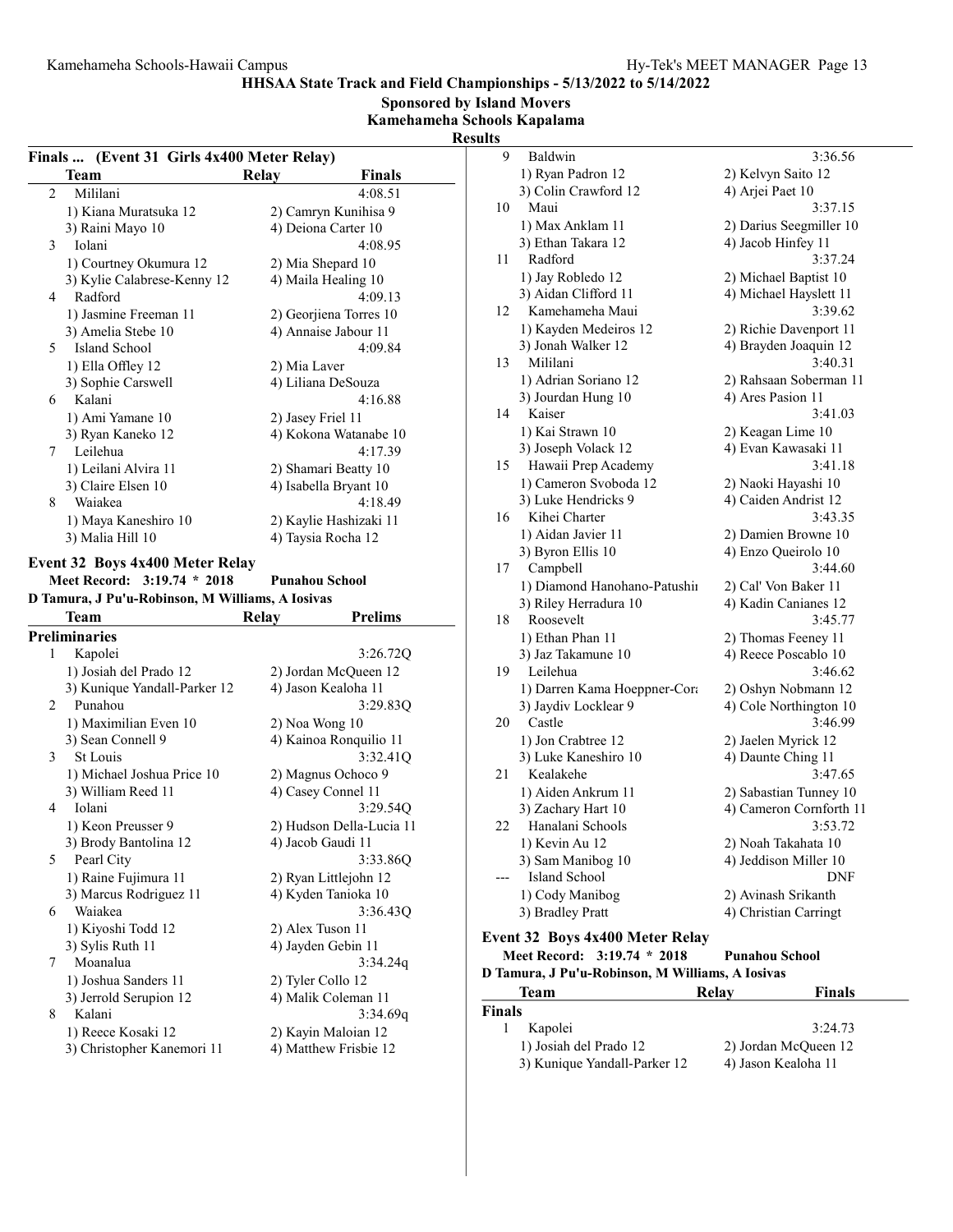## HHSAA State Track and Field Championships - 5/13/2022 to 5/14/2022

**Sponsored by Island Movers**

**Kamehameha Schools Kapalama**

**Results**

### Finals ... (Event 31 Girls 4x400 Meter Relay)

| | Team | Relay | Finals |
|---|---|---|---|
| 2 | Mililani | | 4:08.51 |
| | 1) Kiana Muratsuka 12 | 2) Camryn Kunihisa 9 | |
| | 3) Raini Mayo 10 | 4) Deiona Carter 10 | |
| 3 | Iolani | | 4:08.95 |
| | 1) Courtney Okumura 12 | 2) Mia Shepard 10 | |
| | 3) Kylie Calabrese-Kenny 12 | 4) Maila Healing 10 | |
| 4 | Radford | | 4:09.13 |
| | 1) Jasmine Freeman 11 | 2) Georjiena Torres 10 | |
| | 3) Amelia Stebe 10 | 4) Annaise Jabour 11 | |
| 5 | Island School | | 4:09.84 |
| | 1) Ella Offley 12 | 2) Mia Laver | |
| | 3) Sophie Carswell | 4) Liliana DeSouza | |
| 6 | Kalani | | 4:16.88 |
| | 1) Ami Yamane 10 | 2) Jasey Friel 11 | |
| | 3) Ryan Kaneko 12 | 4) Kokona Watanabe 10 | |
| 7 | Leilehua | | 4:17.39 |
| | 1) Leilani Alvira 11 | 2) Shamari Beatty 10 | |
| | 3) Claire Elsen 10 | 4) Isabella Bryant 10 | |
| 8 | Waiakea | | 4:18.49 |
| | 1) Maya Kaneshiro 10 | 2) Kaylie Hashizaki 11 | |
| | 3) Malia Hill 10 | 4) Taysia Rocha 12 | |

### Event 32 Boys 4x400 Meter Relay

**Meet Record: 3:19.74 * 2018 Punahou School**

**D Tamura, J Pu'u-Robinson, M Williams, A Iosivas**

| | Team | Relay | Prelims |
|---|---|---|---|
| **Preliminaries** | | | |
| 1 | Kapolei | | 3:26.72Q |
| | 1) Josiah del Prado 12 | 2) Jordan McQueen 12 | |
| | 3) Kunique Yandall-Parker 12 | 4) Jason Kealoha 11 | |
| 2 | Punahou | | 3:29.83Q |
| | 1) Maximilian Even 10 | 2) Noa Wong 10 | |
| | 3) Sean Connell 9 | 4) Kainoa Ronquilio 11 | |
| 3 | St Louis | | 3:32.41Q |
| | 1) Michael Joshua Price 10 | 2) Magnus Ochoco 9 | |
| | 3) William Reed 11 | 4) Casey Connel 11 | |
| 4 | Iolani | | 3:29.54Q |
| | 1) Keon Preusser 9 | 2) Hudson Della-Lucia 11 | |
| | 3) Brody Bantolina 12 | 4) Jacob Gaudi 11 | |
| 5 | Pearl City | | 3:33.86Q |
| | 1) Raine Fujimura 11 | 2) Ryan Littlejohn 12 | |
| | 3) Marcus Rodriguez 11 | 4) Kyden Tanioka 10 | |
| 6 | Waiakea | | 3:36.43Q |
| | 1) Kiyoshi Todd 12 | 2) Alex Tuson 11 | |
| | 3) Sylis Ruth 11 | 4) Jayden Gebin 11 | |
| 7 | Moanalua | | 3:34.24q |
| | 1) Joshua Sanders 11 | 2) Tyler Collo 12 | |
| | 3) Jerrold Serupion 12 | 4) Malik Coleman 11 | |
| 8 | Kalani | | 3:34.69q |
| | 1) Reece Kosaki 12 | 2) Kayin Maloian 12 | |
| | 3) Christopher Kanemori 11 | 4) Matthew Frisbie 12 | |
| 9 | Baldwin | | 3:36.56 |
| | 1) Ryan Padron 12 | 2) Kelvyn Saito 12 | |
| | 3) Colin Crawford 12 | 4) Arjei Paet 10 | |
| 10 | Maui | | 3:37.15 |
| | 1) Max Anklam 11 | 2) Darius Seegmiller 10 | |
| | 3) Ethan Takara 12 | 4) Jacob Hinfey 11 | |
| 11 | Radford | | 3:37.24 |
| | 1) Jay Robledo 12 | 2) Michael Baptist 10 | |
| | 3) Aidan Clifford 11 | 4) Michael Hayslett 11 | |
| 12 | Kamehameha Maui | | 3:39.62 |
| | 1) Kayden Medeiros 12 | 2) Richie Davenport 11 | |
| | 3) Jonah Walker 12 | 4) Brayden Joaquin 12 | |
| 13 | Mililani | | 3:40.31 |
| | 1) Adrian Soriano 12 | 2) Rahsaan Soberman 11 | |
| | 3) Jourdan Hung 10 | 4) Ares Pasion 11 | |
| 14 | Kaiser | | 3:41.03 |
| | 1) Kai Strawn 10 | 2) Keagan Lime 10 | |
| | 3) Joseph Volack 12 | 4) Evan Kawasaki 11 | |
| 15 | Hawaii Prep Academy | | 3:41.18 |
| | 1) Cameron Svoboda 12 | 2) Naoki Hayashi 10 | |
| | 3) Luke Hendricks 9 | 4) Caiden Andrist 12 | |
| 16 | Kihei Charter | | 3:43.35 |
| | 1) Aidan Javier 11 | 2) Damien Browne 10 | |
| | 3) Byron Ellis 10 | 4) Enzo Queirolo 10 | |
| 17 | Campbell | | 3:44.60 |
| | 1) Diamond Hanohano-Patushi | 2) Cal' Von Baker 11 | |
| | 3) Riley Herradura 10 | 4) Kadin Canianes 12 | |
| 18 | Roosevelt | | 3:45.77 |
| | 1) Ethan Phan 11 | 2) Thomas Feeney 11 | |
| | 3) Jaz Takamune 10 | 4) Reece Poscablo 10 | |
| 19 | Leilehua | | 3:46.62 |
| | 1) Darren Kama Hoeppner-Cor | 2) Oshyn Nobmann 12 | |
| | 3) Jaydiv Locklear 9 | 4) Cole Northington 10 | |
| 20 | Castle | | 3:46.99 |
| | 1) Jon Crabtree 12 | 2) Jaelen Myrick 12 | |
| | 3) Luke Kaneshiro 10 | 4) Daunte Ching 11 | |
| 21 | Kealakehe | | 3:47.65 |
| | 1) Aiden Ankrum 11 | 2) Sabastian Tunney 10 | |
| | 3) Zachary Hart 10 | 4) Cameron Cornforth 11 | |
| 22 | Hanalani Schools | | 3:53.72 |
| | 1) Kevin Au 12 | 2) Noah Takahata 10 | |
| | 3) Sam Manibog 10 | 4) Jeddison Miller 10 | |
| --- | Island School | | DNF |
| | 1) Cody Manibog | 2) Avinash Srikanth | |
| | 3) Bradley Pratt | 4) Christian Carringt | |

### Event 32 Boys 4x400 Meter Relay

**Meet Record: 3:19.74 * 2018 Punahou School**

**D Tamura, J Pu'u-Robinson, M Williams, A Iosivas**

| | Team | Relay | Finals |
|---|---|---|---|
| **Finals** | | | |
| 1 | Kapolei | | 3:24.73 |
| | 1) Josiah del Prado 12 | 2) Jordan McQueen 12 | |
| | 3) Kunique Yandall-Parker 12 | 4) Jason Kealoha 11 | |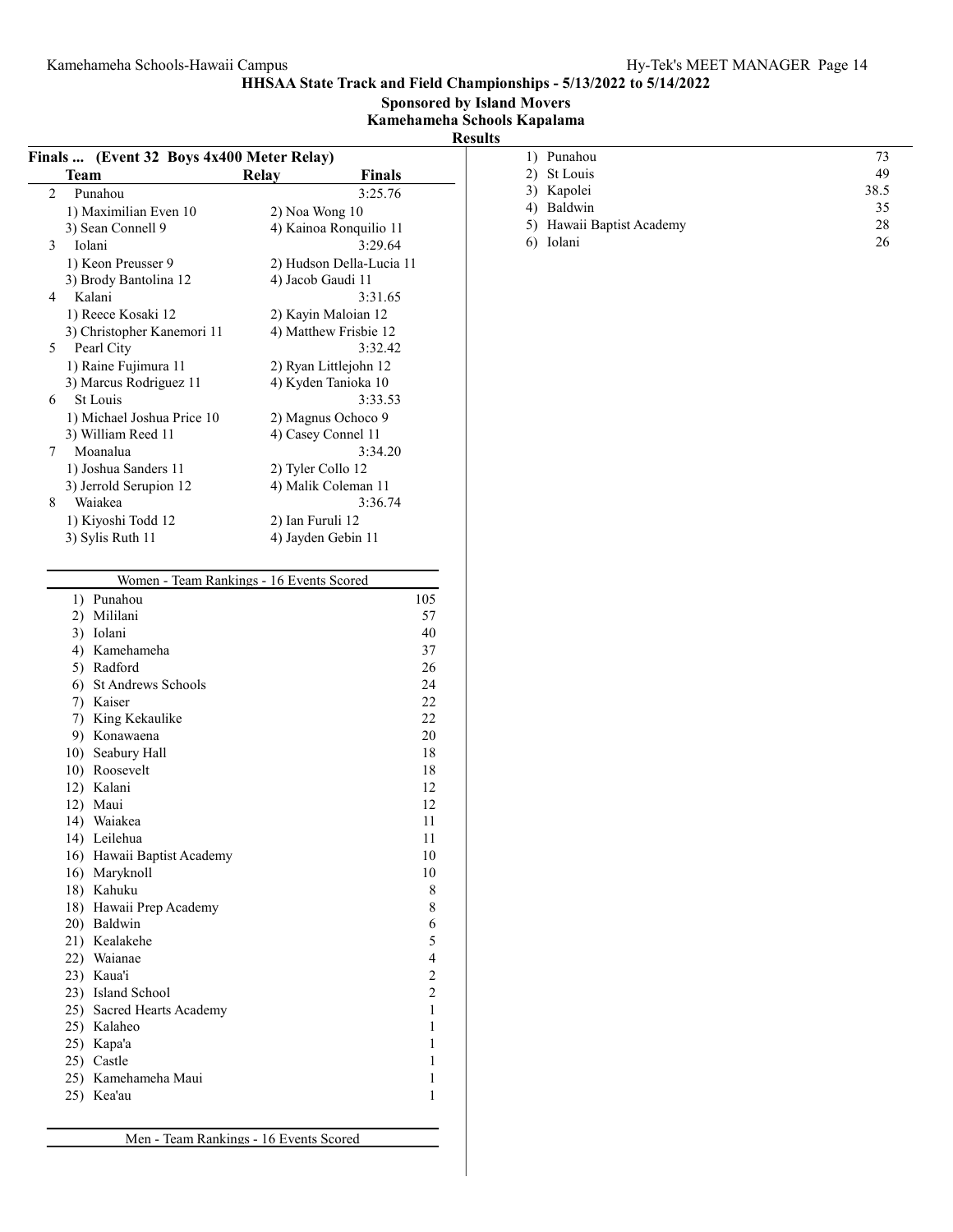**HHSAA State Track and Field Championships - 5/13/2022 to 5/14/2022**

**Sponsored by Island Movers**

**Kamehameha Schools Kapalama**

**Results**

## Finals ... (Event 32 Boys 4x400 Meter Relay)

| | Team | Relay | Finals |
|---|---|---|---|
| 2 | Punahou | | 3:25.76 |
| | 1) Maximilian Even 10 | 2) Noa Wong 10 | |
| | 3) Sean Connell 9 | 4) Kainoa Ronquilio 11 | |
| 3 | Iolani | | 3:29.64 |
| | 1) Keon Preusser 9 | 2) Hudson Della-Lucia 11 | |
| | 3) Brody Bantolina 12 | 4) Jacob Gaudi 11 | |
| 4 | Kalani | | 3:31.65 |
| | 1) Reece Kosaki 12 | 2) Kayin Maloian 12 | |
| | 3) Christopher Kanemori 11 | 4) Matthew Frisbie 12 | |
| 5 | Pearl City | | 3:32.42 |
| | 1) Raine Fujimura 11 | 2) Ryan Littlejohn 12 | |
| | 3) Marcus Rodriguez 11 | 4) Kyden Tanioka 10 | |
| 6 | St Louis | | 3:33.53 |
| | 1) Michael Joshua Price 10 | 2) Magnus Ochoco 9 | |
| | 3) William Reed 11 | 4) Casey Connel 11 | |
| 7 | Moanalua | | 3:34.20 |
| | 1) Joshua Sanders 11 | 2) Tyler Collo 12 | |
| | 3) Jerrold Serupion 12 | 4) Malik Coleman 11 | |
| 8 | Waiakea | | 3:36.74 |
| | 1) Kiyoshi Todd 12 | 2) Ian Furuli 12 | |
| | 3) Sylis Ruth 11 | 4) Jayden Gebin 11 | |

## Women - Team Rankings - 16 Events Scored

| Rank | Team | Points |
|---|---|---|
| 1) | Punahou | 105 |
| 2) | Mililani | 57 |
| 3) | Iolani | 40 |
| 4) | Kamehameha | 37 |
| 5) | Radford | 26 |
| 6) | St Andrews Schools | 24 |
| 7) | Kaiser | 22 |
| 7) | King Kekaulike | 22 |
| 9) | Konawaena | 20 |
| 10) | Seabury Hall | 18 |
| 10) | Roosevelt | 18 |
| 12) | Kalani | 12 |
| 12) | Maui | 12 |
| 14) | Waiakea | 11 |
| 14) | Leilehua | 11 |
| 16) | Hawaii Baptist Academy | 10 |
| 16) | Maryknoll | 10 |
| 18) | Kahuku | 8 |
| 18) | Hawaii Prep Academy | 8 |
| 20) | Baldwin | 6 |
| 21) | Kealakehe | 5 |
| 22) | Waianae | 4 |
| 23) | Kaua'i | 2 |
| 23) | Island School | 2 |
| 25) | Sacred Hearts Academy | 1 |
| 25) | Kalaheo | 1 |
| 25) | Kapa'a | 1 |
| 25) | Castle | 1 |
| 25) | Kamehameha Maui | 1 |
| 25) | Kea'au | 1 |

## Men - Team Rankings - 16 Events Scored

| Rank | Team | Points |
|---|---|---|
| 1) | Punahou | 73 |
| 2) | St Louis | 49 |
| 3) | Kapolei | 38.5 |
| 4) | Baldwin | 35 |
| 5) | Hawaii Baptist Academy | 28 |
| 6) | Iolani | 26 |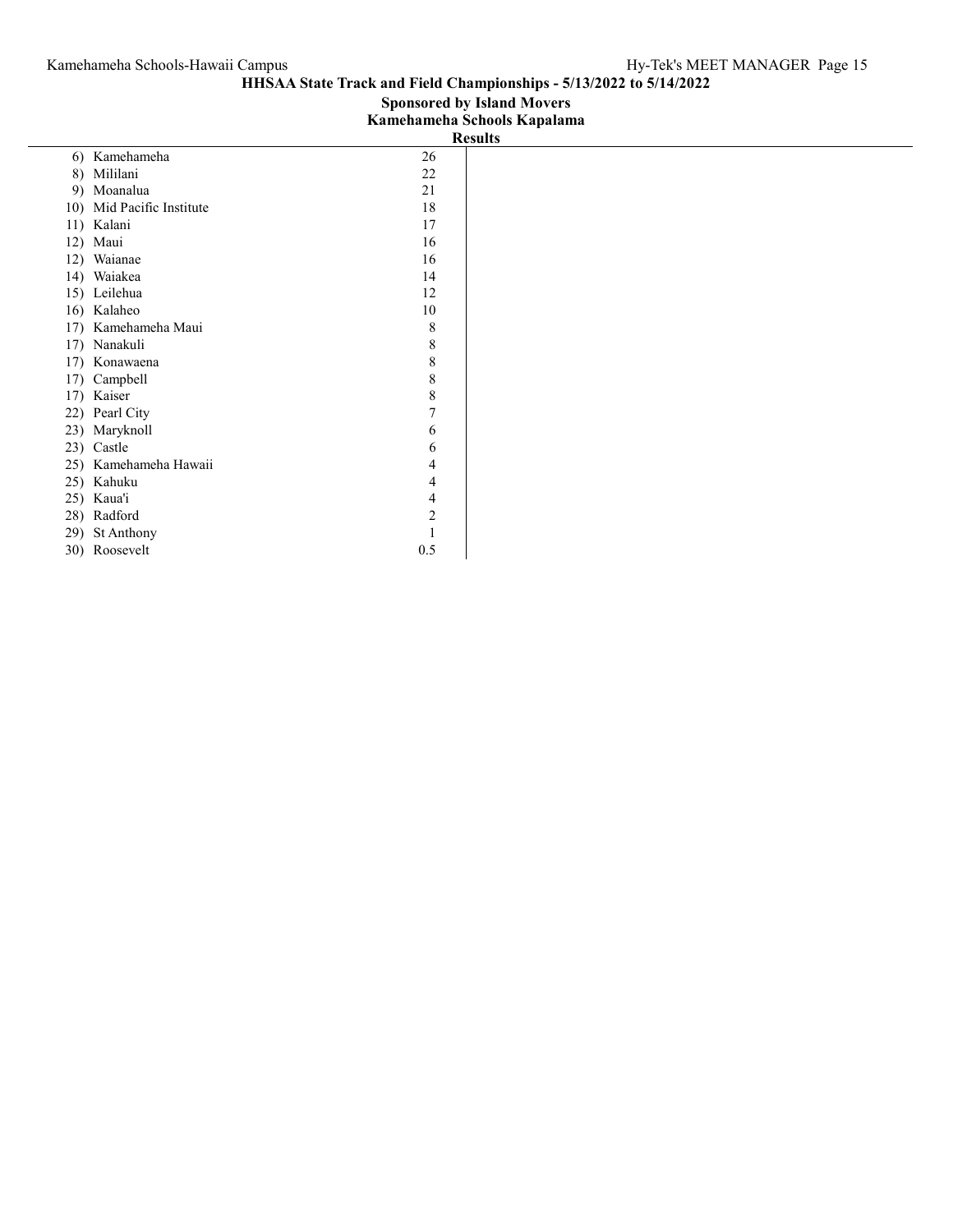## HHSAA State Track and Field Championships - 5/13/2022 to 5/14/2022

### Sponsored by Island Movers

### Kamehameha Schools Kapalama

#### Results

| | | |
|---|---|---|
| 6) | Kamehameha | 26 |
| 8) | Mililani | 22 |
| 9) | Moanalua | 21 |
| 10) | Mid Pacific Institute | 18 |
| 11) | Kalani | 17 |
| 12) | Maui | 16 |
| 12) | Waianae | 16 |
| 14) | Waiakea | 14 |
| 15) | Leilehua | 12 |
| 16) | Kalaheo | 10 |
| 17) | Kamehameha Maui | 8 |
| 17) | Nanakuli | 8 |
| 17) | Konawaena | 8 |
| 17) | Campbell | 8 |
| 17) | Kaiser | 8 |
| 22) | Pearl City | 7 |
| 23) | Maryknoll | 6 |
| 23) | Castle | 6 |
| 25) | Kamehameha Hawaii | 4 |
| 25) | Kahuku | 4 |
| 25) | Kaua'i | 4 |
| 28) | Radford | 2 |
| 29) | St Anthony | 1 |
| 30) | Roosevelt | 0.5 |